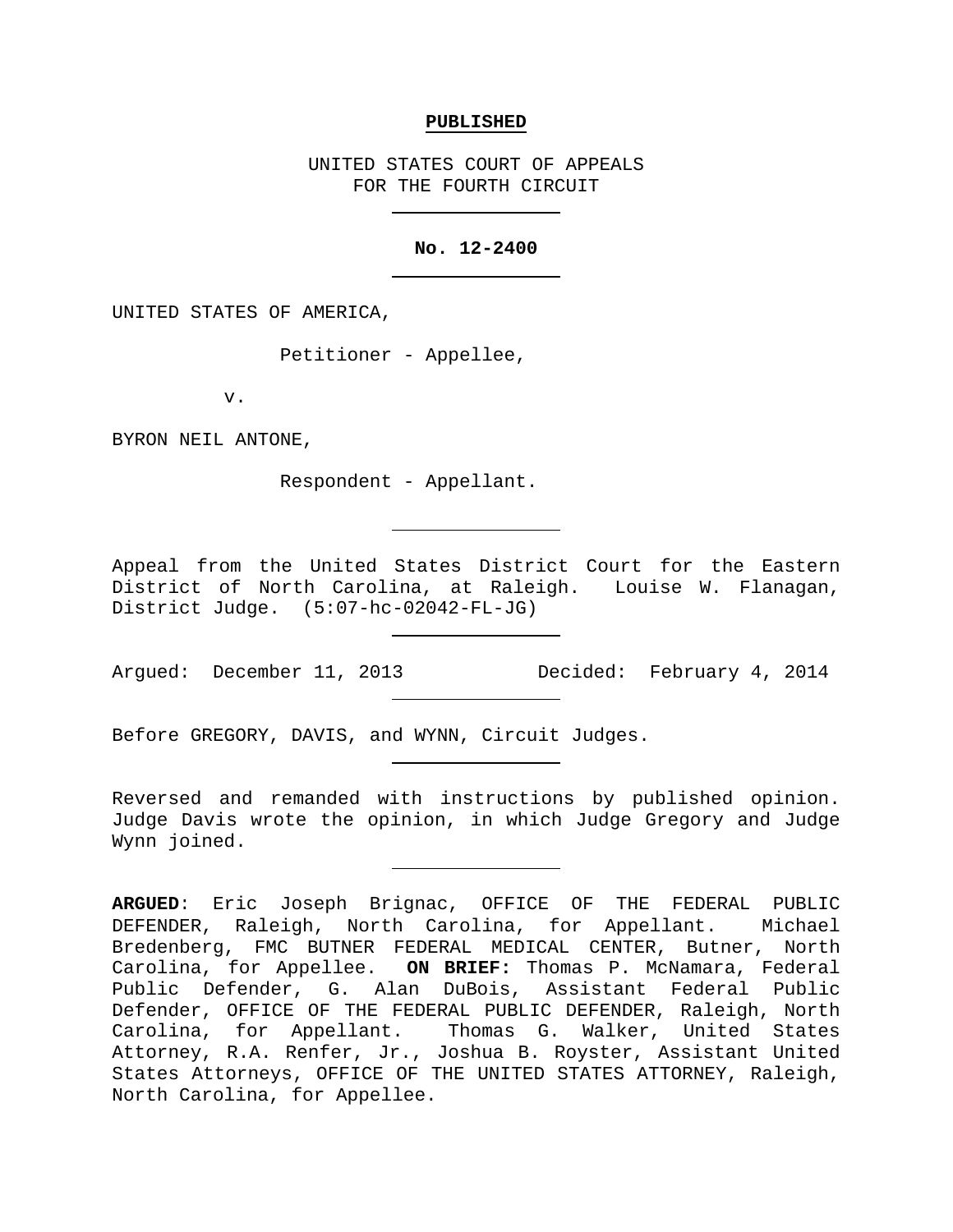**PUBLISHED**

UNITED STATES COURT OF APPEALS
FOR THE FOURTH CIRCUIT

---

**No. 12-2400**

---

UNITED STATES OF AMERICA,

Petitioner - Appellee,

v.

BYRON NEIL ANTONE,

Respondent - Appellant.

---

Appeal from the United States District Court for the Eastern District of North Carolina, at Raleigh. Louise W. Flanagan, District Judge. (5:07-hc-02042-FL-JG)

---

Argued: December 11, 2013 Decided: February 4, 2014

---

Before GREGORY, DAVIS, and WYNN, Circuit Judges.

---

Reversed and remanded with instructions by published opinion. Judge Davis wrote the opinion, in which Judge Gregory and Judge Wynn joined.

---

**ARGUED**: Eric Joseph Brignac, OFFICE OF THE FEDERAL PUBLIC DEFENDER, Raleigh, North Carolina, for Appellant. Michael Bredenberg, FMC BUTNER FEDERAL MEDICAL CENTER, Butner, North Carolina, for Appellee. **ON BRIEF:** Thomas P. McNamara, Federal Public Defender, G. Alan DuBois, Assistant Federal Public Defender, OFFICE OF THE FEDERAL PUBLIC DEFENDER, Raleigh, North Carolina, for Appellant. Thomas G. Walker, United States Attorney, R.A. Renfer, Jr., Joshua B. Royster, Assistant United States Attorneys, OFFICE OF THE UNITED STATES ATTORNEY, Raleigh, North Carolina, for Appellee.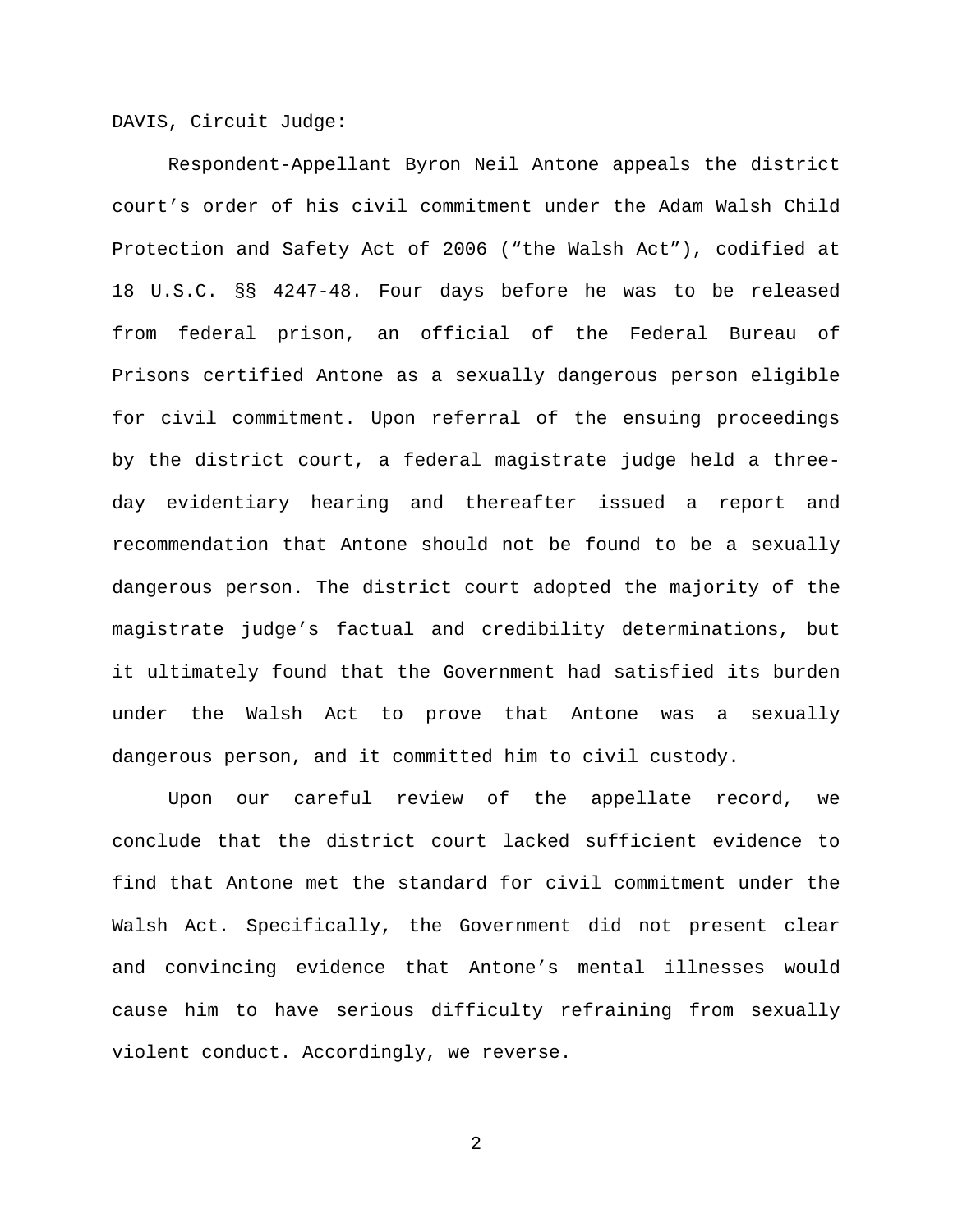DAVIS, Circuit Judge:

Respondent-Appellant Byron Neil Antone appeals the district court's order of his civil commitment under the Adam Walsh Child Protection and Safety Act of 2006 ("the Walsh Act"), codified at 18 U.S.C. §§ 4247-48. Four days before he was to be released from federal prison, an official of the Federal Bureau of Prisons certified Antone as a sexually dangerous person eligible for civil commitment. Upon referral of the ensuing proceedings by the district court, a federal magistrate judge held a three-day evidentiary hearing and thereafter issued a report and recommendation that Antone should not be found to be a sexually dangerous person. The district court adopted the majority of the magistrate judge's factual and credibility determinations, but it ultimately found that the Government had satisfied its burden under the Walsh Act to prove that Antone was a sexually dangerous person, and it committed him to civil custody.

Upon our careful review of the appellate record, we conclude that the district court lacked sufficient evidence to find that Antone met the standard for civil commitment under the Walsh Act. Specifically, the Government did not present clear and convincing evidence that Antone's mental illnesses would cause him to have serious difficulty refraining from sexually violent conduct. Accordingly, we reverse.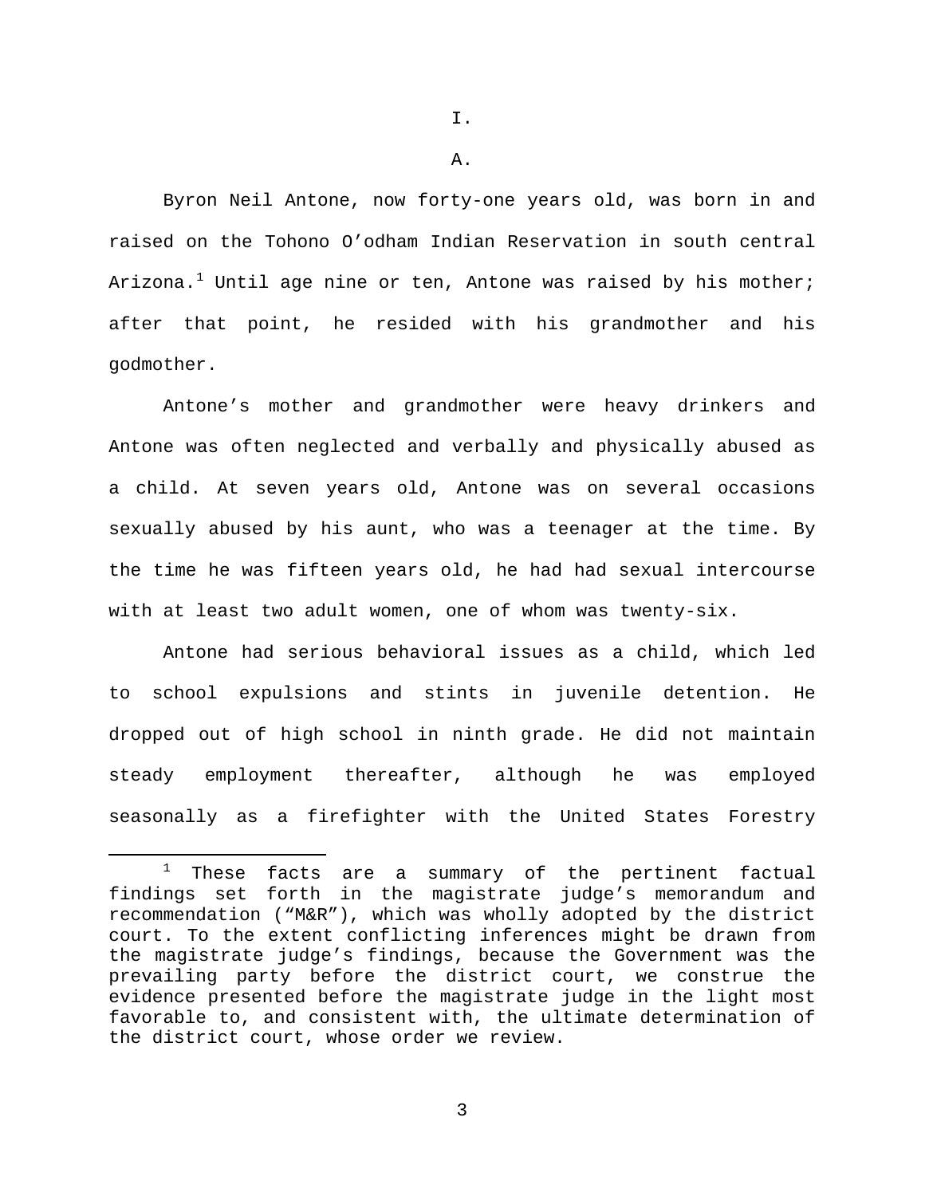# I.

## A.

Byron Neil Antone, now forty-one years old, was born in and raised on the Tohono O'odham Indian Reservation in south central Arizona.[1] Until age nine or ten, Antone was raised by his mother; after that point, he resided with his grandmother and his godmother.

Antone's mother and grandmother were heavy drinkers and Antone was often neglected and verbally and physically abused as a child. At seven years old, Antone was on several occasions sexually abused by his aunt, who was a teenager at the time. By the time he was fifteen years old, he had had sexual intercourse with at least two adult women, one of whom was twenty-six.

Antone had serious behavioral issues as a child, which led to school expulsions and stints in juvenile detention. He dropped out of high school in ninth grade. He did not maintain steady employment thereafter, although he was employed seasonally as a firefighter with the United States Forestry

[1] These facts are a summary of the pertinent factual findings set forth in the magistrate judge's memorandum and recommendation ("M&R"), which was wholly adopted by the district court. To the extent conflicting inferences might be drawn from the magistrate judge's findings, because the Government was the prevailing party before the district court, we construe the evidence presented before the magistrate judge in the light most favorable to, and consistent with, the ultimate determination of the district court, whose order we review.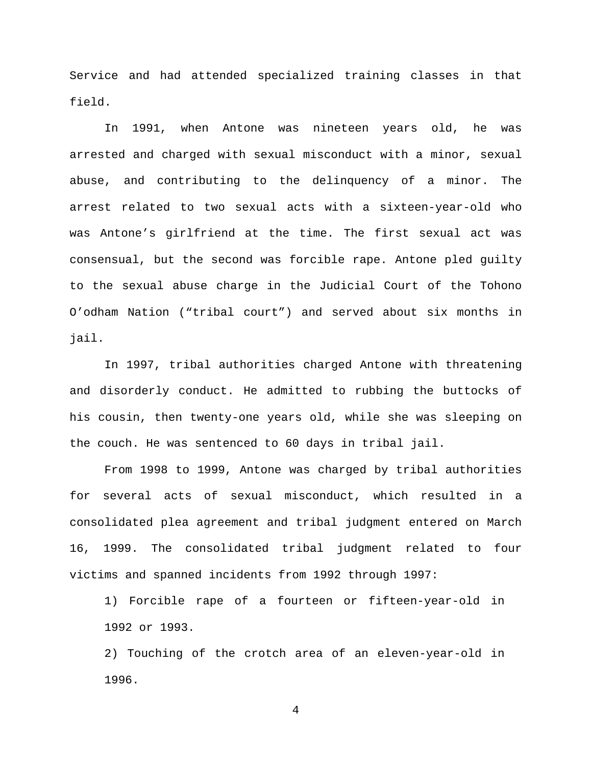Service and had attended specialized training classes in that field.

In 1991, when Antone was nineteen years old, he was arrested and charged with sexual misconduct with a minor, sexual abuse, and contributing to the delinquency of a minor. The arrest related to two sexual acts with a sixteen-year-old who was Antone's girlfriend at the time. The first sexual act was consensual, but the second was forcible rape. Antone pled guilty to the sexual abuse charge in the Judicial Court of the Tohono O'odham Nation ("tribal court") and served about six months in jail.

In 1997, tribal authorities charged Antone with threatening and disorderly conduct. He admitted to rubbing the buttocks of his cousin, then twenty-one years old, while she was sleeping on the couch. He was sentenced to 60 days in tribal jail.

From 1998 to 1999, Antone was charged by tribal authorities for several acts of sexual misconduct, which resulted in a consolidated plea agreement and tribal judgment entered on March 16, 1999. The consolidated tribal judgment related to four victims and spanned incidents from 1992 through 1997:

1) Forcible rape of a fourteen or fifteen-year-old in 1992 or 1993.

2) Touching of the crotch area of an eleven-year-old in 1996.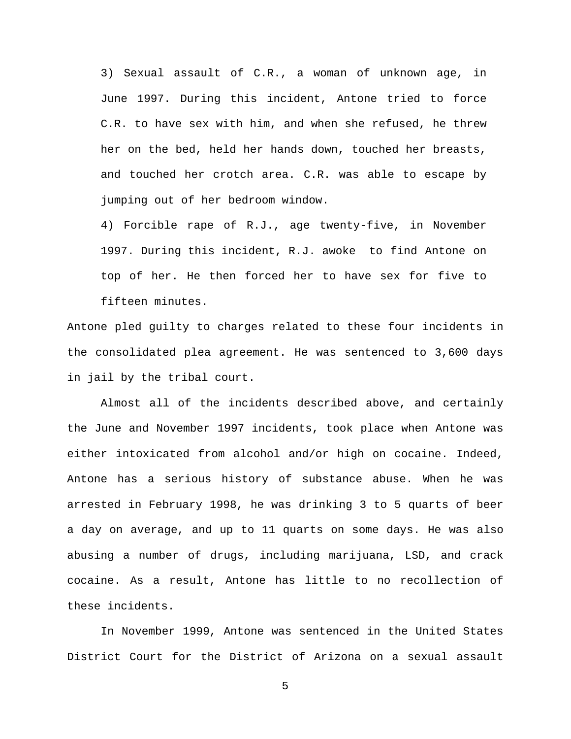3) Sexual assault of C.R., a woman of unknown age, in June 1997. During this incident, Antone tried to force C.R. to have sex with him, and when she refused, he threw her on the bed, held her hands down, touched her breasts, and touched her crotch area. C.R. was able to escape by jumping out of her bedroom window.

4) Forcible rape of R.J., age twenty-five, in November 1997. During this incident, R.J. awoke to find Antone on top of her. He then forced her to have sex for five to fifteen minutes.

Antone pled guilty to charges related to these four incidents in the consolidated plea agreement. He was sentenced to 3,600 days in jail by the tribal court.

Almost all of the incidents described above, and certainly the June and November 1997 incidents, took place when Antone was either intoxicated from alcohol and/or high on cocaine. Indeed, Antone has a serious history of substance abuse. When he was arrested in February 1998, he was drinking 3 to 5 quarts of beer a day on average, and up to 11 quarts on some days. He was also abusing a number of drugs, including marijuana, LSD, and crack cocaine. As a result, Antone has little to no recollection of these incidents.

In November 1999, Antone was sentenced in the United States District Court for the District of Arizona on a sexual assault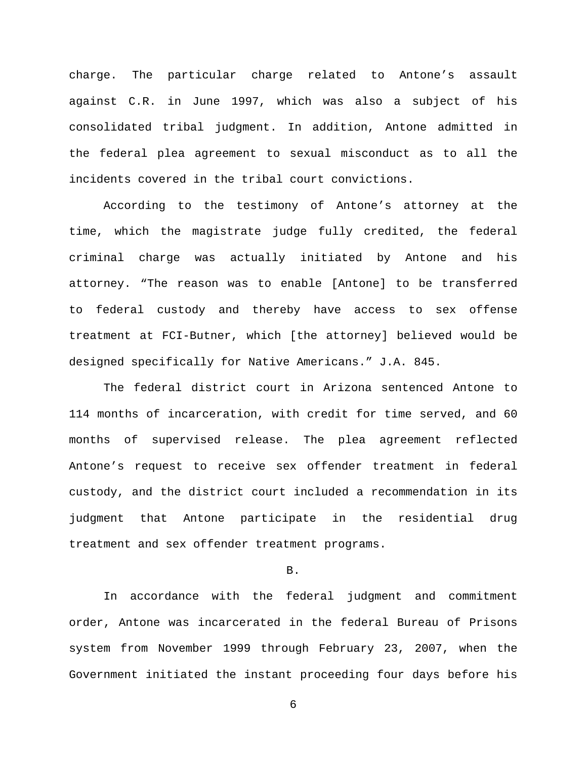charge. The particular charge related to Antone's assault against C.R. in June 1997, which was also a subject of his consolidated tribal judgment. In addition, Antone admitted in the federal plea agreement to sexual misconduct as to all the incidents covered in the tribal court convictions.

According to the testimony of Antone's attorney at the time, which the magistrate judge fully credited, the federal criminal charge was actually initiated by Antone and his attorney. "The reason was to enable [Antone] to be transferred to federal custody and thereby have access to sex offense treatment at FCI-Butner, which [the attorney] believed would be designed specifically for Native Americans." J.A. 845.

The federal district court in Arizona sentenced Antone to 114 months of incarceration, with credit for time served, and 60 months of supervised release. The plea agreement reflected Antone's request to receive sex offender treatment in federal custody, and the district court included a recommendation in its judgment that Antone participate in the residential drug treatment and sex offender treatment programs.

B.

In accordance with the federal judgment and commitment order, Antone was incarcerated in the federal Bureau of Prisons system from November 1999 through February 23, 2007, when the Government initiated the instant proceeding four days before his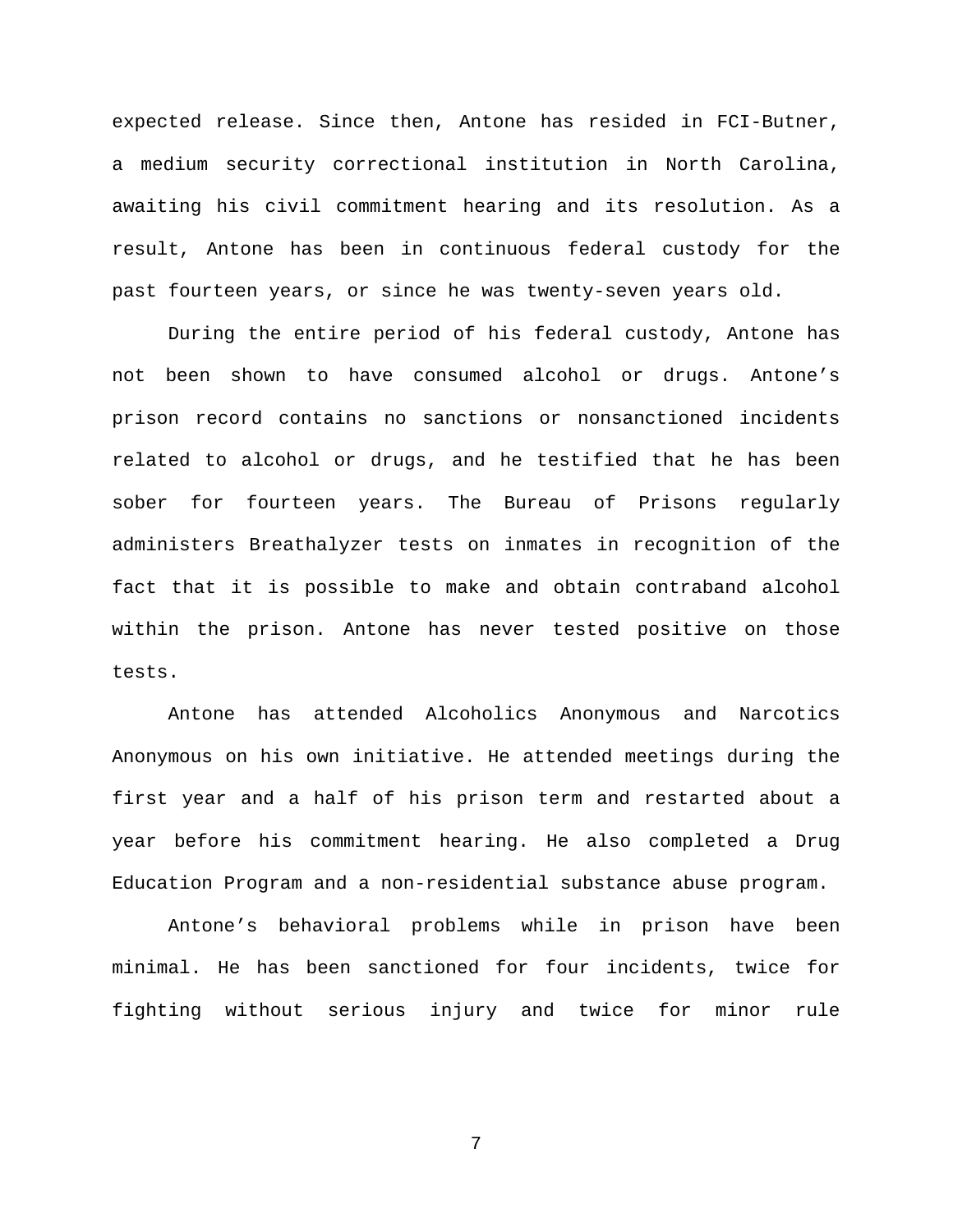expected release. Since then, Antone has resided in FCI-Butner, a medium security correctional institution in North Carolina, awaiting his civil commitment hearing and its resolution. As a result, Antone has been in continuous federal custody for the past fourteen years, or since he was twenty-seven years old.

During the entire period of his federal custody, Antone has not been shown to have consumed alcohol or drugs. Antone's prison record contains no sanctions or nonsanctioned incidents related to alcohol or drugs, and he testified that he has been sober for fourteen years. The Bureau of Prisons regularly administers Breathalyzer tests on inmates in recognition of the fact that it is possible to make and obtain contraband alcohol within the prison. Antone has never tested positive on those tests.

Antone has attended Alcoholics Anonymous and Narcotics Anonymous on his own initiative. He attended meetings during the first year and a half of his prison term and restarted about a year before his commitment hearing. He also completed a Drug Education Program and a non-residential substance abuse program.

Antone's behavioral problems while in prison have been minimal. He has been sanctioned for four incidents, twice for fighting without serious injury and twice for minor rule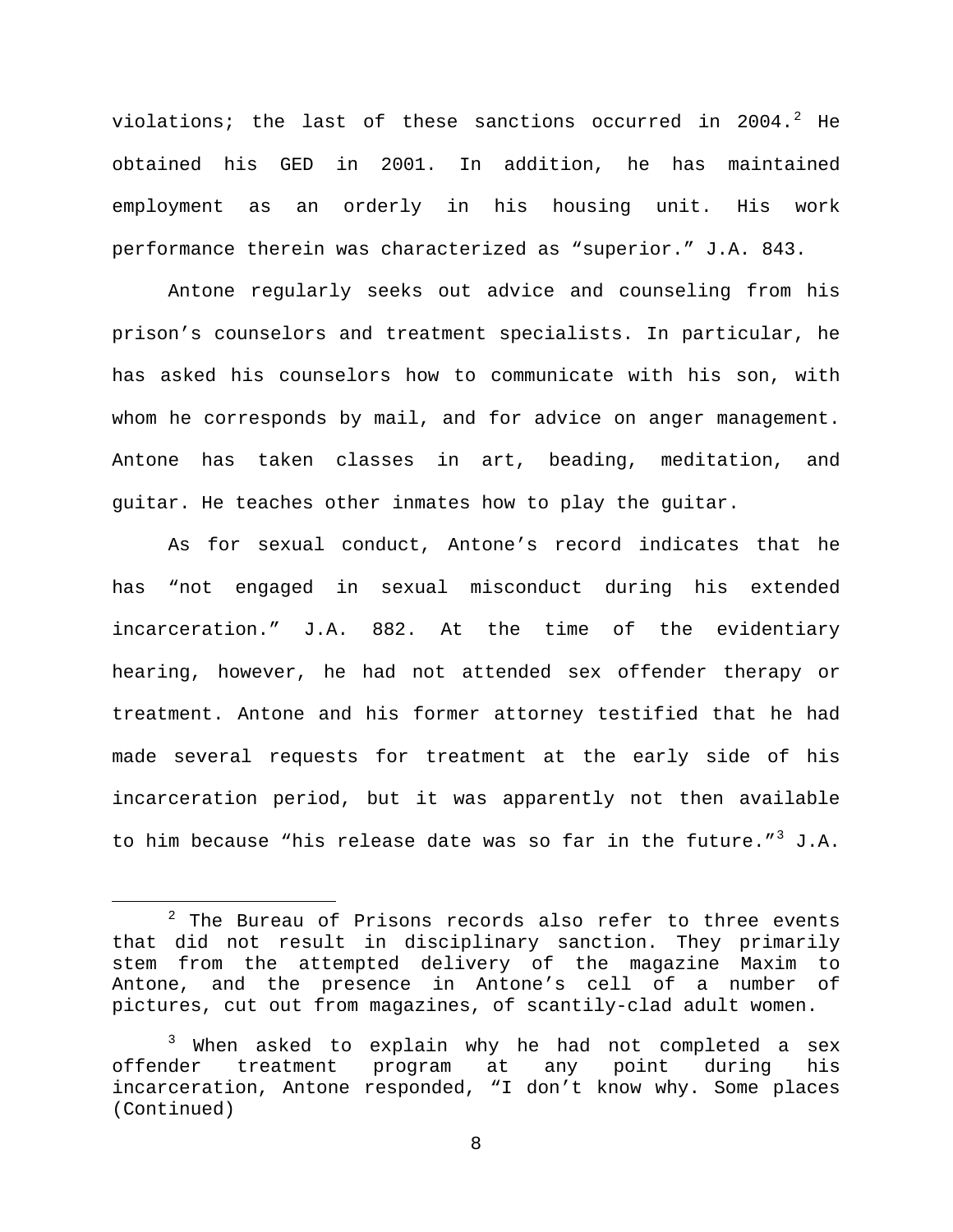violations; the last of these sanctions occurred in 2004.[2] He obtained his GED in 2001. In addition, he has maintained employment as an orderly in his housing unit. His work performance therein was characterized as "superior." J.A. 843.

Antone regularly seeks out advice and counseling from his prison's counselors and treatment specialists. In particular, he has asked his counselors how to communicate with his son, with whom he corresponds by mail, and for advice on anger management. Antone has taken classes in art, beading, meditation, and guitar. He teaches other inmates how to play the guitar.

As for sexual conduct, Antone's record indicates that he has "not engaged in sexual misconduct during his extended incarceration." J.A. 882. At the time of the evidentiary hearing, however, he had not attended sex offender therapy or treatment. Antone and his former attorney testified that he had made several requests for treatment at the early side of his incarceration period, but it was apparently not then available to him because "his release date was so far in the future."[3] J.A.

---

[2] The Bureau of Prisons records also refer to three events that did not result in disciplinary sanction. They primarily stem from the attempted delivery of the magazine Maxim to Antone, and the presence in Antone's cell of a number of pictures, cut out from magazines, of scantily-clad adult women.

[3] When asked to explain why he had not completed a sex offender treatment program at any point during his incarceration, Antone responded, "I don't know why. Some places (Continued)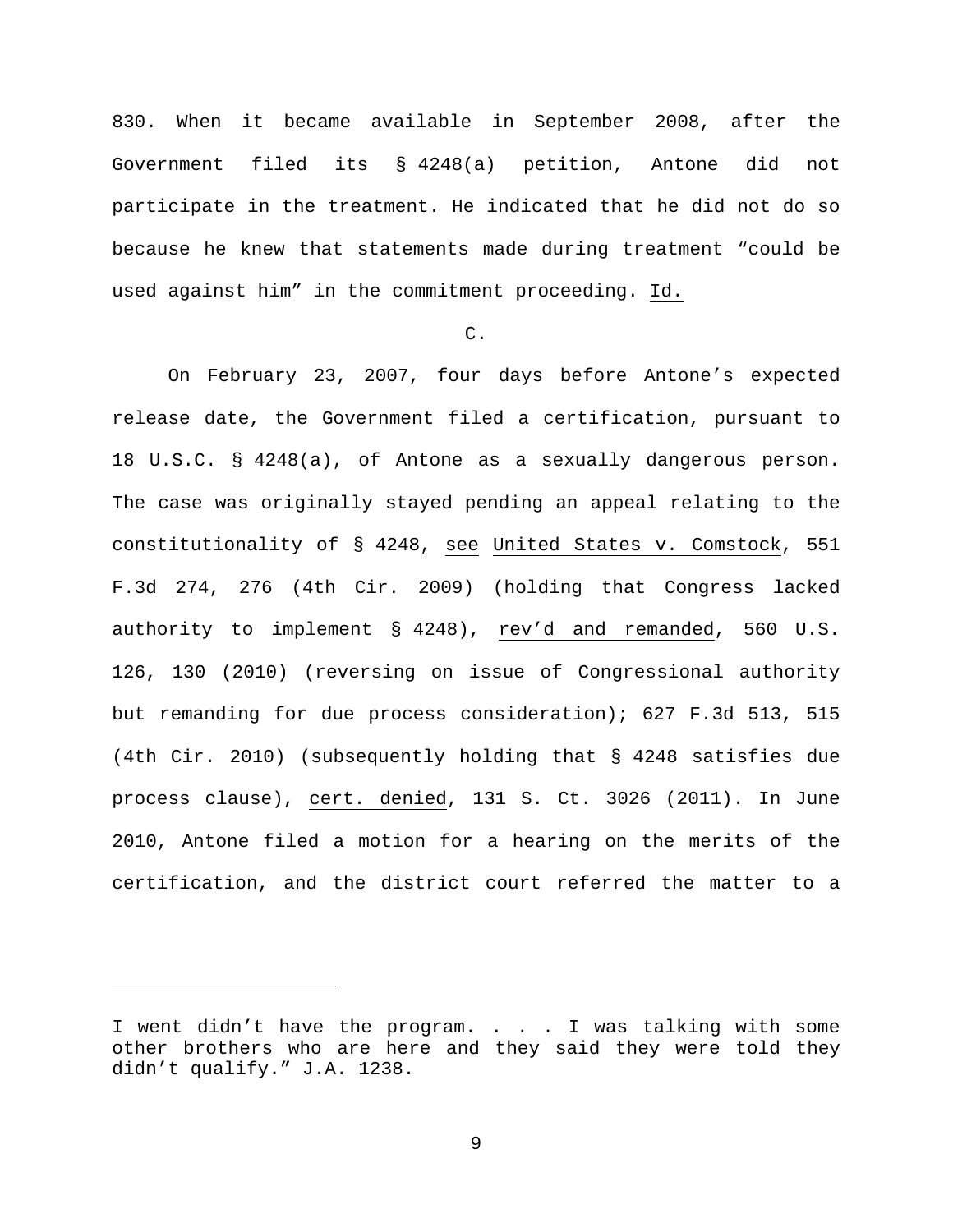830. When it became available in September 2008, after the Government filed its § 4248(a) petition, Antone did not participate in the treatment. He indicated that he did not do so because he knew that statements made during treatment "could be used against him" in the commitment proceeding. Id.

C.

On February 23, 2007, four days before Antone's expected release date, the Government filed a certification, pursuant to 18 U.S.C. § 4248(a), of Antone as a sexually dangerous person. The case was originally stayed pending an appeal relating to the constitutionality of § 4248, see United States v. Comstock, 551 F.3d 274, 276 (4th Cir. 2009) (holding that Congress lacked authority to implement § 4248), rev'd and remanded, 560 U.S. 126, 130 (2010) (reversing on issue of Congressional authority but remanding for due process consideration); 627 F.3d 513, 515 (4th Cir. 2010) (subsequently holding that § 4248 satisfies due process clause), cert. denied, 131 S. Ct. 3026 (2011). In June 2010, Antone filed a motion for a hearing on the merits of the certification, and the district court referred the matter to a

---

I went didn't have the program. . . . I was talking with some other brothers who are here and they said they were told they didn't qualify." J.A. 1238.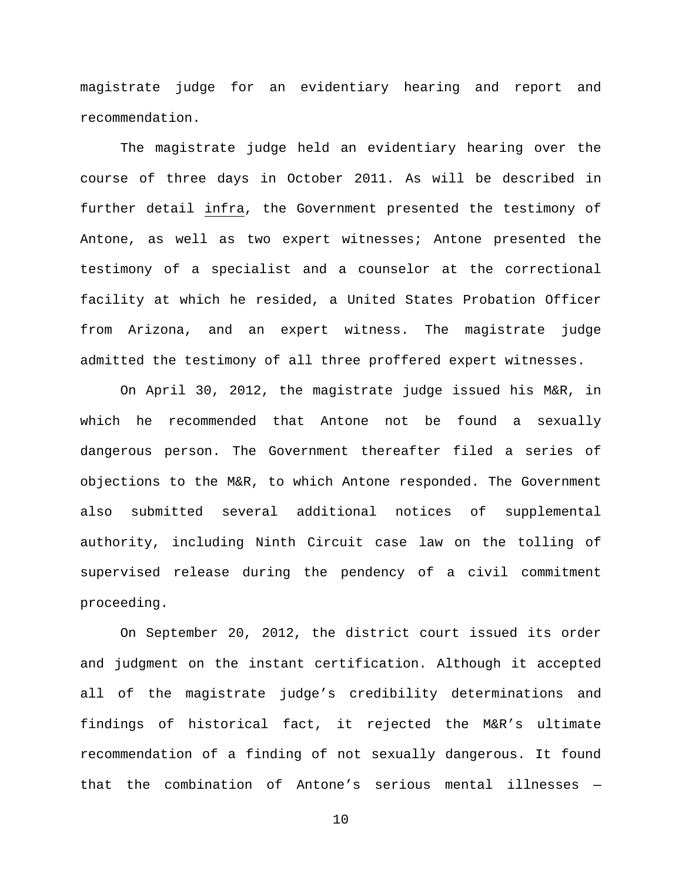magistrate judge for an evidentiary hearing and report and recommendation.

The magistrate judge held an evidentiary hearing over the course of three days in October 2011. As will be described in further detail infra, the Government presented the testimony of Antone, as well as two expert witnesses; Antone presented the testimony of a specialist and a counselor at the correctional facility at which he resided, a United States Probation Officer from Arizona, and an expert witness. The magistrate judge admitted the testimony of all three proffered expert witnesses.

On April 30, 2012, the magistrate judge issued his M&R, in which he recommended that Antone not be found a sexually dangerous person. The Government thereafter filed a series of objections to the M&R, to which Antone responded. The Government also submitted several additional notices of supplemental authority, including Ninth Circuit case law on the tolling of supervised release during the pendency of a civil commitment proceeding.

On September 20, 2012, the district court issued its order and judgment on the instant certification. Although it accepted all of the magistrate judge's credibility determinations and findings of historical fact, it rejected the M&R's ultimate recommendation of a finding of not sexually dangerous. It found that the combination of Antone's serious mental illnesses —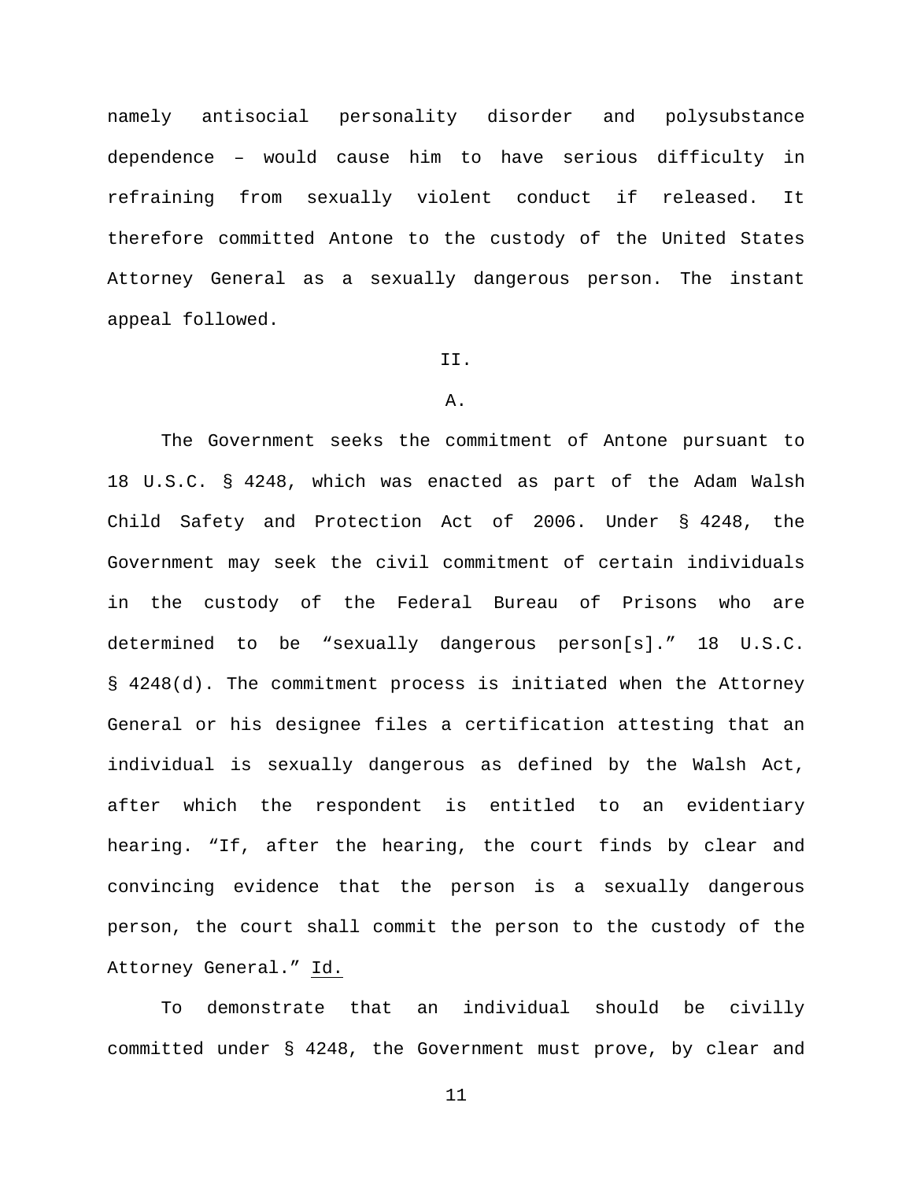namely antisocial personality disorder and polysubstance dependence – would cause him to have serious difficulty in refraining from sexually violent conduct if released. It therefore committed Antone to the custody of the United States Attorney General as a sexually dangerous person. The instant appeal followed.

## II.

### A.

The Government seeks the commitment of Antone pursuant to 18 U.S.C. § 4248, which was enacted as part of the Adam Walsh Child Safety and Protection Act of 2006. Under § 4248, the Government may seek the civil commitment of certain individuals in the custody of the Federal Bureau of Prisons who are determined to be "sexually dangerous person[s]." 18 U.S.C. § 4248(d). The commitment process is initiated when the Attorney General or his designee files a certification attesting that an individual is sexually dangerous as defined by the Walsh Act, after which the respondent is entitled to an evidentiary hearing. "If, after the hearing, the court finds by clear and convincing evidence that the person is a sexually dangerous person, the court shall commit the person to the custody of the Attorney General." Id.

To demonstrate that an individual should be civilly committed under § 4248, the Government must prove, by clear and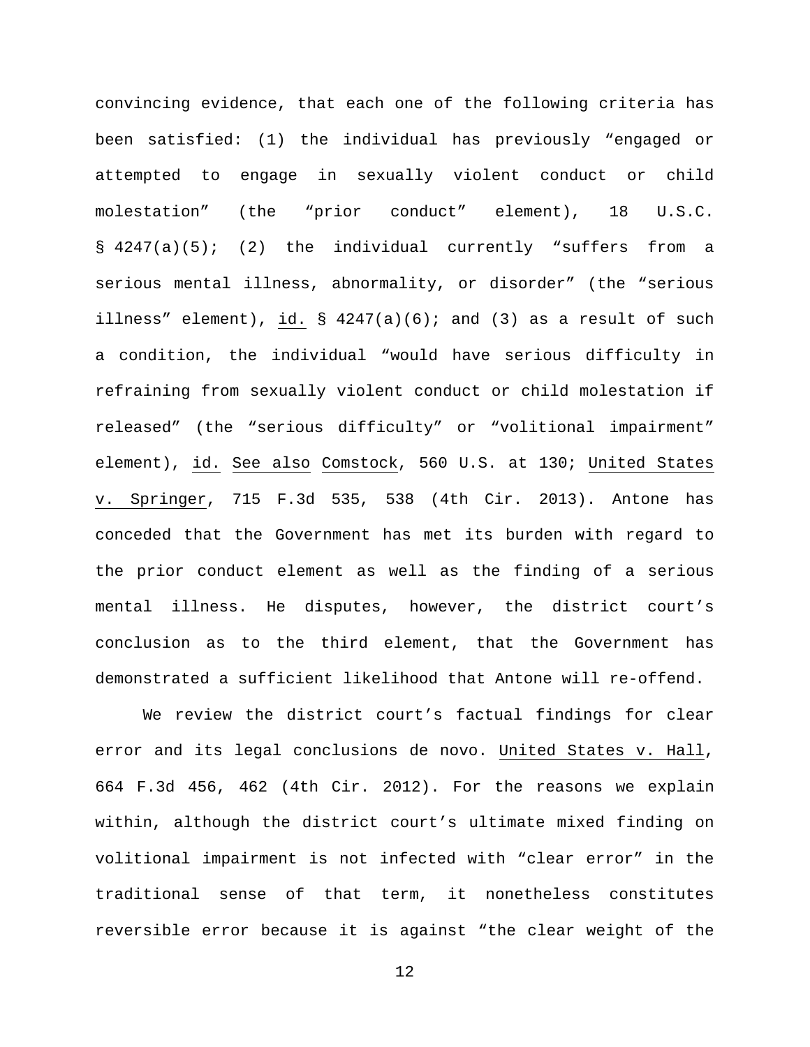convincing evidence, that each one of the following criteria has been satisfied: (1) the individual has previously "engaged or attempted to engage in sexually violent conduct or child molestation" (the "prior conduct" element), 18 U.S.C. § 4247(a)(5); (2) the individual currently "suffers from a serious mental illness, abnormality, or disorder" (the "serious illness" element), id. § 4247(a)(6); and (3) as a result of such a condition, the individual "would have serious difficulty in refraining from sexually violent conduct or child molestation if released" (the "serious difficulty" or "volitional impairment" element), id. See also Comstock, 560 U.S. at 130; United States v. Springer, 715 F.3d 535, 538 (4th Cir. 2013). Antone has conceded that the Government has met its burden with regard to the prior conduct element as well as the finding of a serious mental illness. He disputes, however, the district court's conclusion as to the third element, that the Government has demonstrated a sufficient likelihood that Antone will re-offend.

We review the district court's factual findings for clear error and its legal conclusions de novo. United States v. Hall, 664 F.3d 456, 462 (4th Cir. 2012). For the reasons we explain within, although the district court's ultimate mixed finding on volitional impairment is not infected with "clear error" in the traditional sense of that term, it nonetheless constitutes reversible error because it is against "the clear weight of the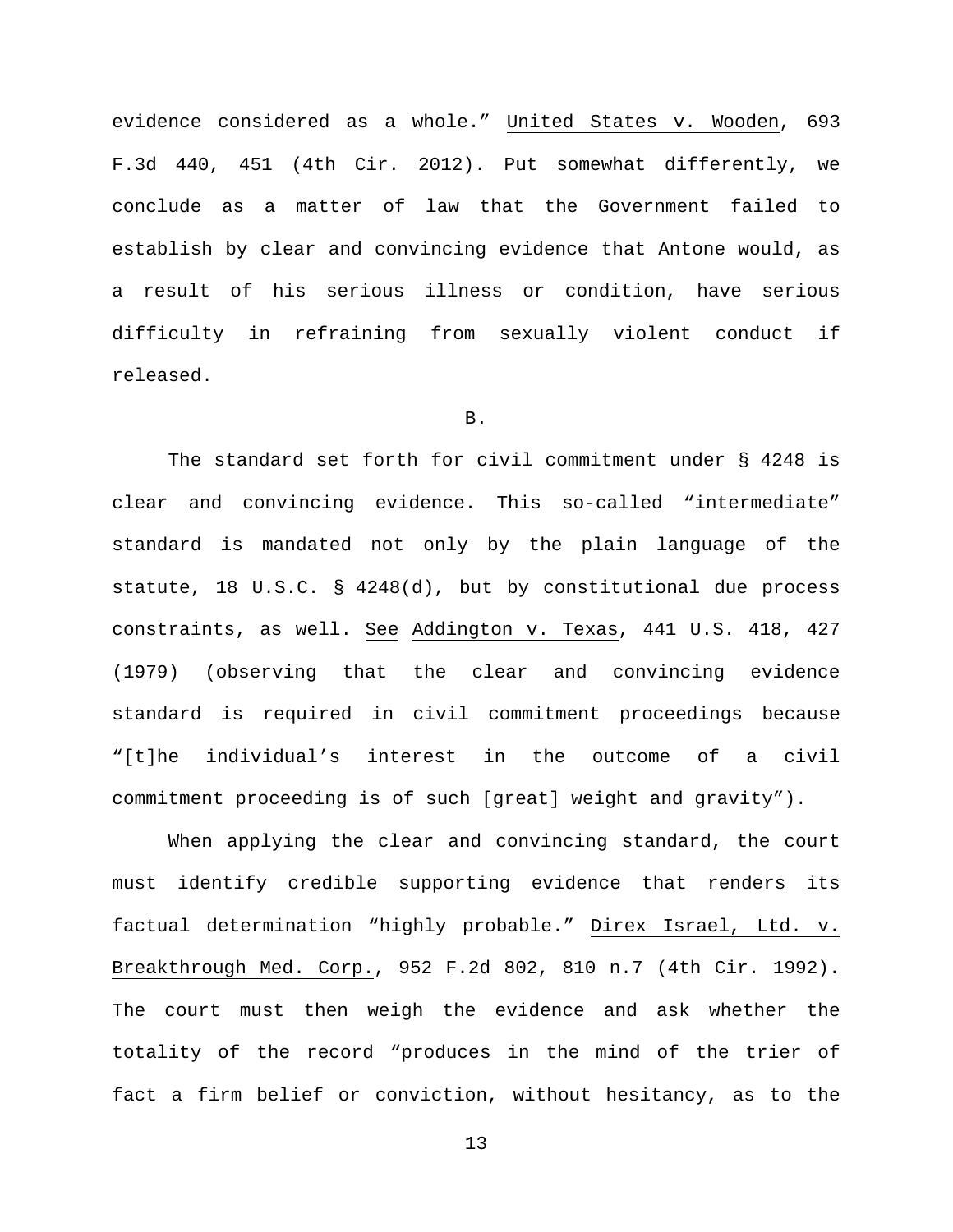evidence considered as a whole." United States v. Wooden, 693 F.3d 440, 451 (4th Cir. 2012). Put somewhat differently, we conclude as a matter of law that the Government failed to establish by clear and convincing evidence that Antone would, as a result of his serious illness or condition, have serious difficulty in refraining from sexually violent conduct if released.

B.

The standard set forth for civil commitment under § 4248 is clear and convincing evidence. This so-called "intermediate" standard is mandated not only by the plain language of the statute, 18 U.S.C. § 4248(d), but by constitutional due process constraints, as well. See Addington v. Texas, 441 U.S. 418, 427 (1979) (observing that the clear and convincing evidence standard is required in civil commitment proceedings because "[t]he individual's interest in the outcome of a civil commitment proceeding is of such [great] weight and gravity").

When applying the clear and convincing standard, the court must identify credible supporting evidence that renders its factual determination "highly probable." Direx Israel, Ltd. v. Breakthrough Med. Corp., 952 F.2d 802, 810 n.7 (4th Cir. 1992). The court must then weigh the evidence and ask whether the totality of the record "produces in the mind of the trier of fact a firm belief or conviction, without hesitancy, as to the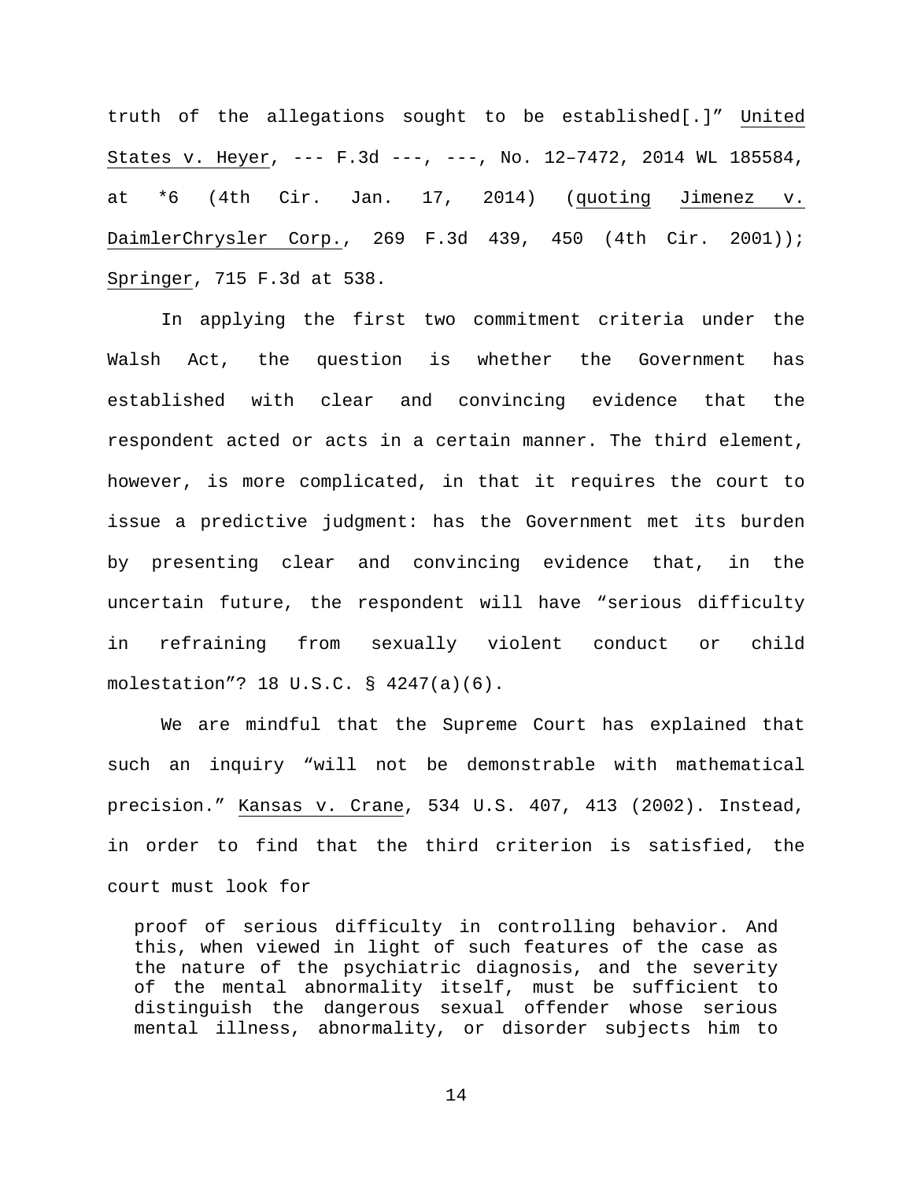truth of the allegations sought to be established[.]" United States v. Heyer, --- F.3d ---, ---, No. 12–7472, 2014 WL 185584, at *6 (4th Cir. Jan. 17, 2014) (quoting Jimenez v. DaimlerChrysler Corp., 269 F.3d 439, 450 (4th Cir. 2001)); Springer, 715 F.3d at 538.

In applying the first two commitment criteria under the Walsh Act, the question is whether the Government has established with clear and convincing evidence that the respondent acted or acts in a certain manner. The third element, however, is more complicated, in that it requires the court to issue a predictive judgment: has the Government met its burden by presenting clear and convincing evidence that, in the uncertain future, the respondent will have "serious difficulty in refraining from sexually violent conduct or child molestation"? 18 U.S.C. § 4247(a)(6).

We are mindful that the Supreme Court has explained that such an inquiry "will not be demonstrable with mathematical precision." Kansas v. Crane, 534 U.S. 407, 413 (2002). Instead, in order to find that the third criterion is satisfied, the court must look for

> proof of serious difficulty in controlling behavior. And this, when viewed in light of such features of the case as the nature of the psychiatric diagnosis, and the severity of the mental abnormality itself, must be sufficient to distinguish the dangerous sexual offender whose serious mental illness, abnormality, or disorder subjects him to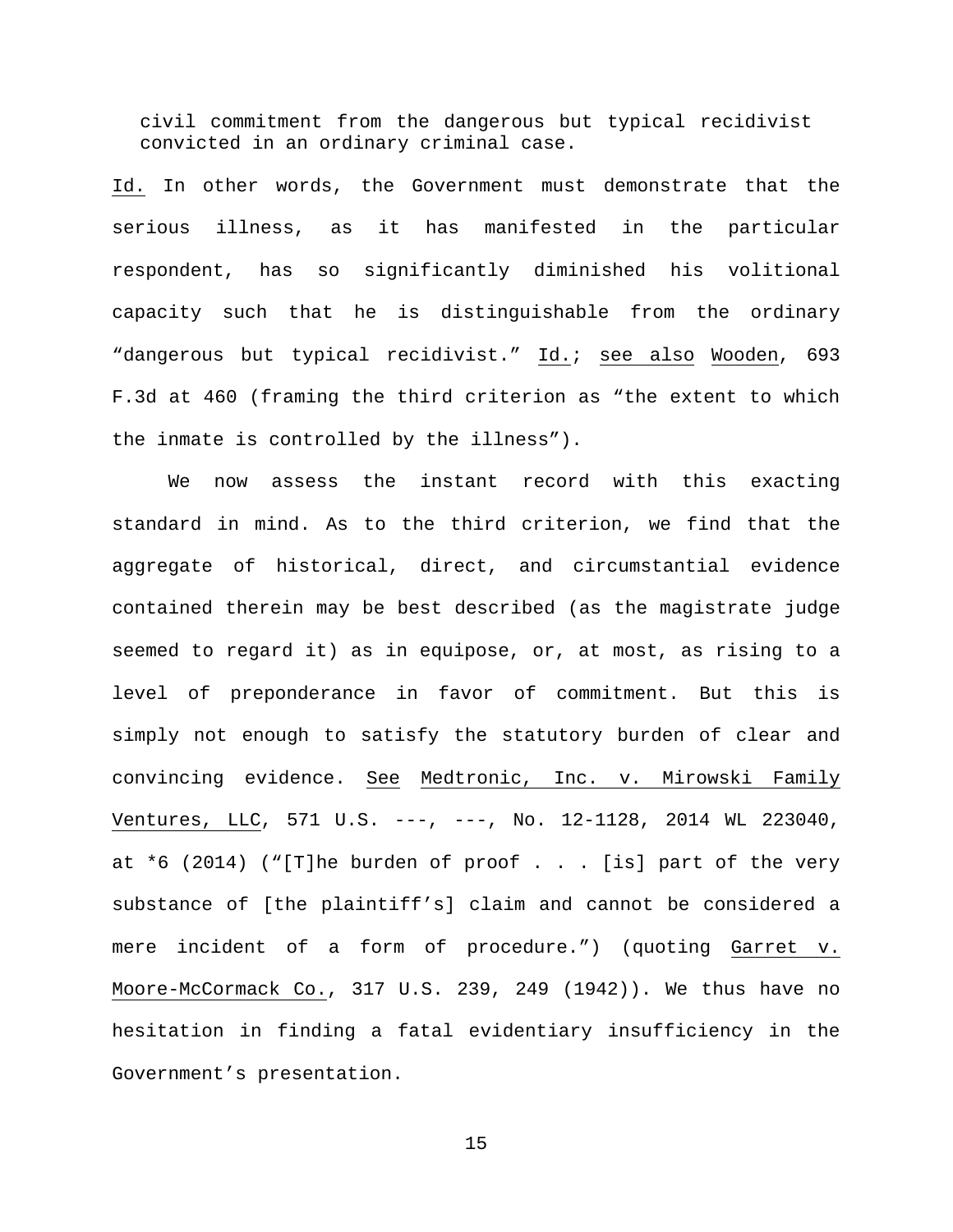civil commitment from the dangerous but typical recidivist convicted in an ordinary criminal case.

Id. In other words, the Government must demonstrate that the serious illness, as it has manifested in the particular respondent, has so significantly diminished his volitional capacity such that he is distinguishable from the ordinary "dangerous but typical recidivist." Id.; see also Wooden, 693 F.3d at 460 (framing the third criterion as "the extent to which the inmate is controlled by the illness").

We now assess the instant record with this exacting standard in mind. As to the third criterion, we find that the aggregate of historical, direct, and circumstantial evidence contained therein may be best described (as the magistrate judge seemed to regard it) as in equipose, or, at most, as rising to a level of preponderance in favor of commitment. But this is simply not enough to satisfy the statutory burden of clear and convincing evidence. See Medtronic, Inc. v. Mirowski Family Ventures, LLC, 571 U.S. ---, ---, No. 12-1128, 2014 WL 223040, at *6 (2014) ("[T]he burden of proof . . . [is] part of the very substance of [the plaintiff's] claim and cannot be considered a mere incident of a form of procedure.") (quoting Garret v. Moore-McCormack Co., 317 U.S. 239, 249 (1942)). We thus have no hesitation in finding a fatal evidentiary insufficiency in the Government's presentation.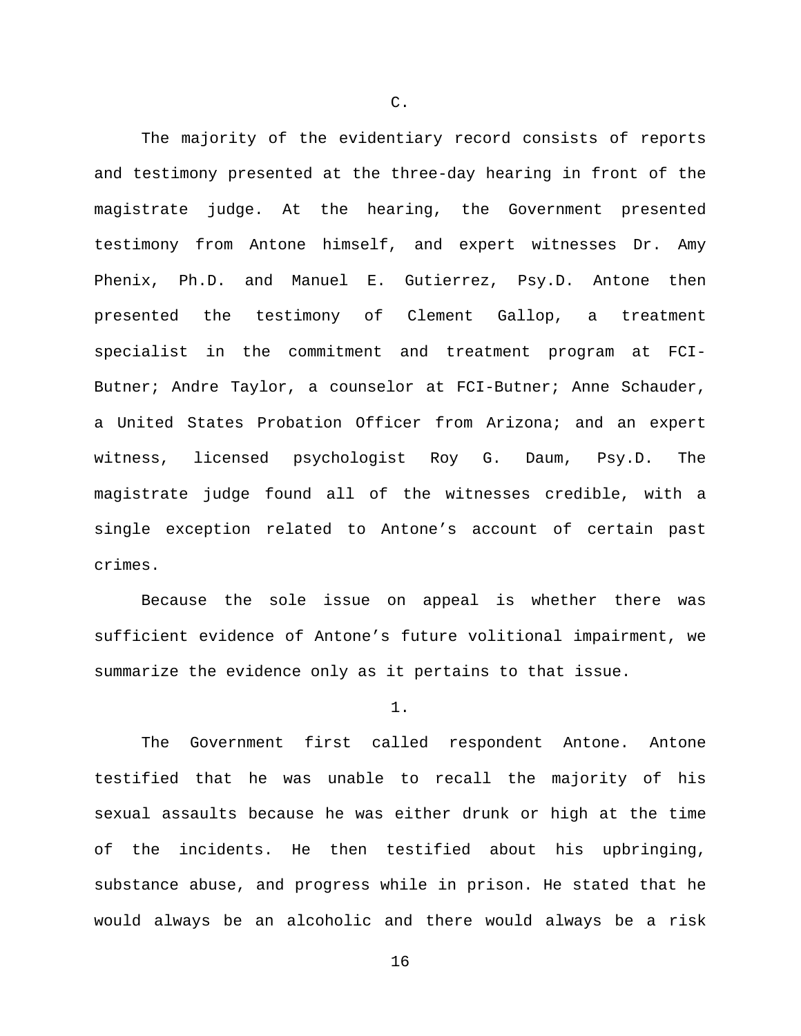C.

The majority of the evidentiary record consists of reports and testimony presented at the three-day hearing in front of the magistrate judge. At the hearing, the Government presented testimony from Antone himself, and expert witnesses Dr. Amy Phenix, Ph.D. and Manuel E. Gutierrez, Psy.D. Antone then presented the testimony of Clement Gallop, a treatment specialist in the commitment and treatment program at FCI-Butner; Andre Taylor, a counselor at FCI-Butner; Anne Schauder, a United States Probation Officer from Arizona; and an expert witness, licensed psychologist Roy G. Daum, Psy.D. The magistrate judge found all of the witnesses credible, with a single exception related to Antone's account of certain past crimes.

Because the sole issue on appeal is whether there was sufficient evidence of Antone's future volitional impairment, we summarize the evidence only as it pertains to that issue.

1.

The Government first called respondent Antone. Antone testified that he was unable to recall the majority of his sexual assaults because he was either drunk or high at the time of the incidents. He then testified about his upbringing, substance abuse, and progress while in prison. He stated that he would always be an alcoholic and there would always be a risk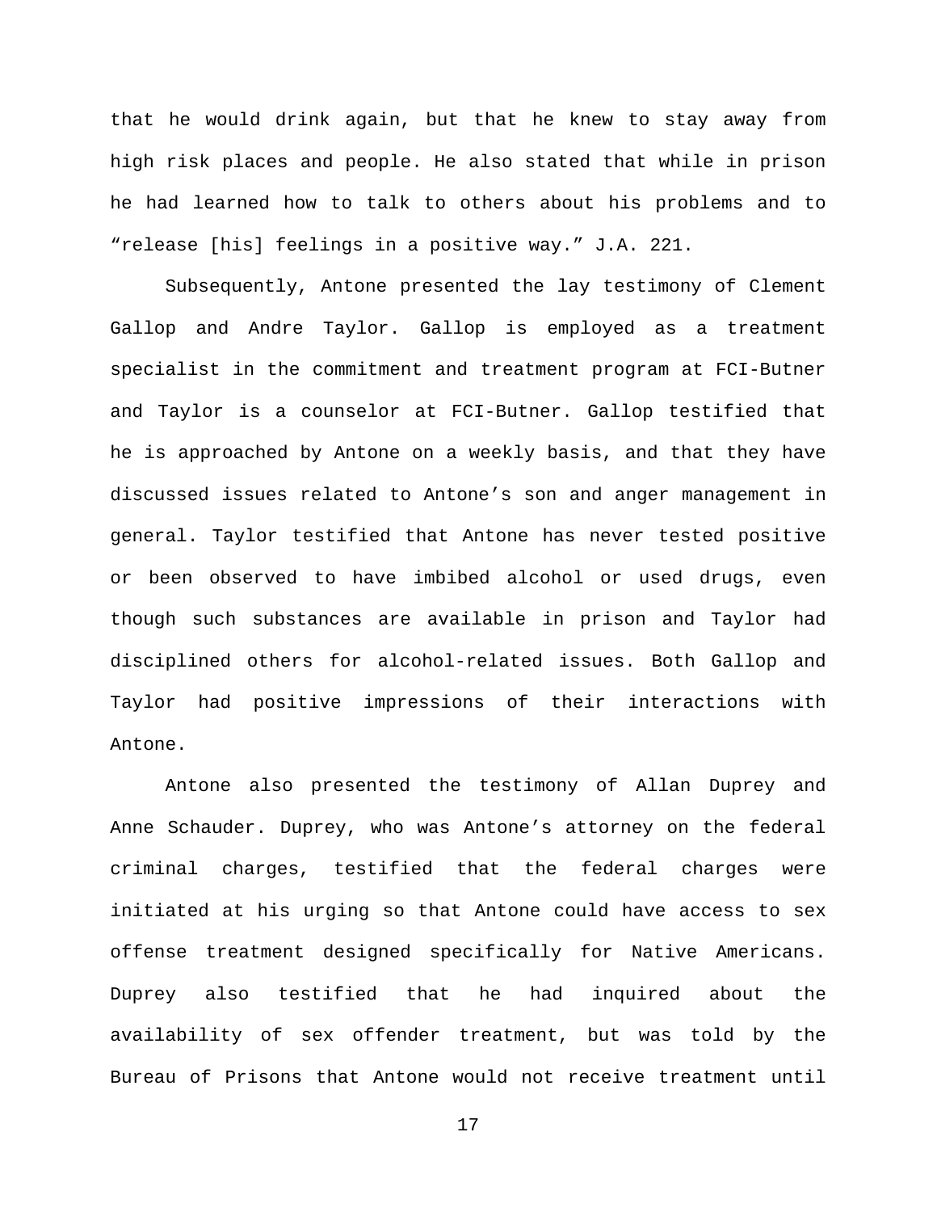that he would drink again, but that he knew to stay away from high risk places and people. He also stated that while in prison he had learned how to talk to others about his problems and to "release [his] feelings in a positive way." J.A. 221.

Subsequently, Antone presented the lay testimony of Clement Gallop and Andre Taylor. Gallop is employed as a treatment specialist in the commitment and treatment program at FCI-Butner and Taylor is a counselor at FCI-Butner. Gallop testified that he is approached by Antone on a weekly basis, and that they have discussed issues related to Antone's son and anger management in general. Taylor testified that Antone has never tested positive or been observed to have imbibed alcohol or used drugs, even though such substances are available in prison and Taylor had disciplined others for alcohol-related issues. Both Gallop and Taylor had positive impressions of their interactions with Antone.

Antone also presented the testimony of Allan Duprey and Anne Schauder. Duprey, who was Antone's attorney on the federal criminal charges, testified that the federal charges were initiated at his urging so that Antone could have access to sex offense treatment designed specifically for Native Americans. Duprey also testified that he had inquired about the availability of sex offender treatment, but was told by the Bureau of Prisons that Antone would not receive treatment until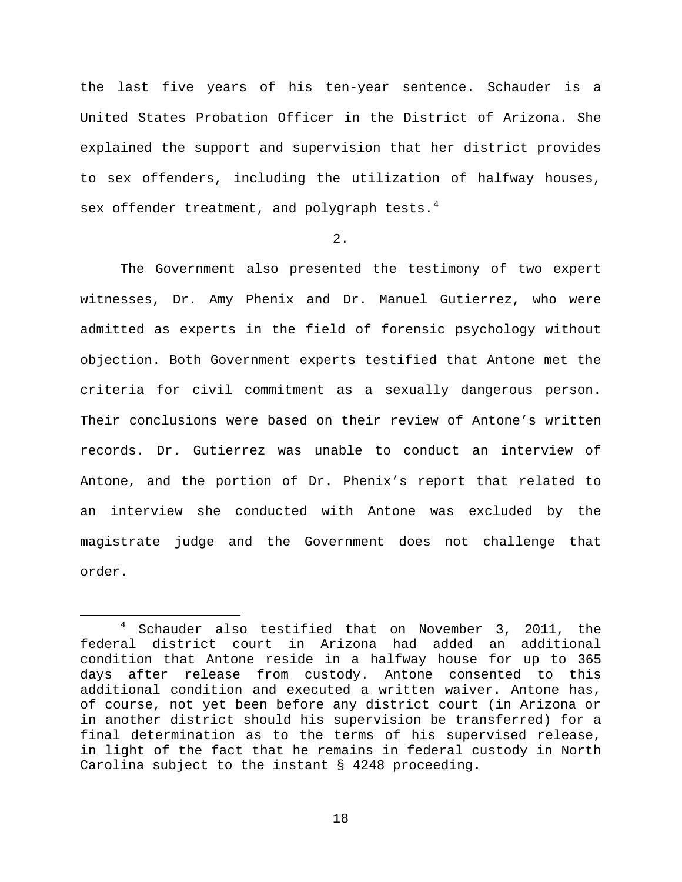the last five years of his ten-year sentence. Schauder is a United States Probation Officer in the District of Arizona. She explained the support and supervision that her district provides to sex offenders, including the utilization of halfway houses, sex offender treatment, and polygraph tests.[4]

2.

The Government also presented the testimony of two expert witnesses, Dr. Amy Phenix and Dr. Manuel Gutierrez, who were admitted as experts in the field of forensic psychology without objection. Both Government experts testified that Antone met the criteria for civil commitment as a sexually dangerous person. Their conclusions were based on their review of Antone's written records. Dr. Gutierrez was unable to conduct an interview of Antone, and the portion of Dr. Phenix's report that related to an interview she conducted with Antone was excluded by the magistrate judge and the Government does not challenge that order.

---

[4] Schauder also testified that on November 3, 2011, the federal district court in Arizona had added an additional condition that Antone reside in a halfway house for up to 365 days after release from custody. Antone consented to this additional condition and executed a written waiver. Antone has, of course, not yet been before any district court (in Arizona or in another district should his supervision be transferred) for a final determination as to the terms of his supervised release, in light of the fact that he remains in federal custody in North Carolina subject to the instant § 4248 proceeding.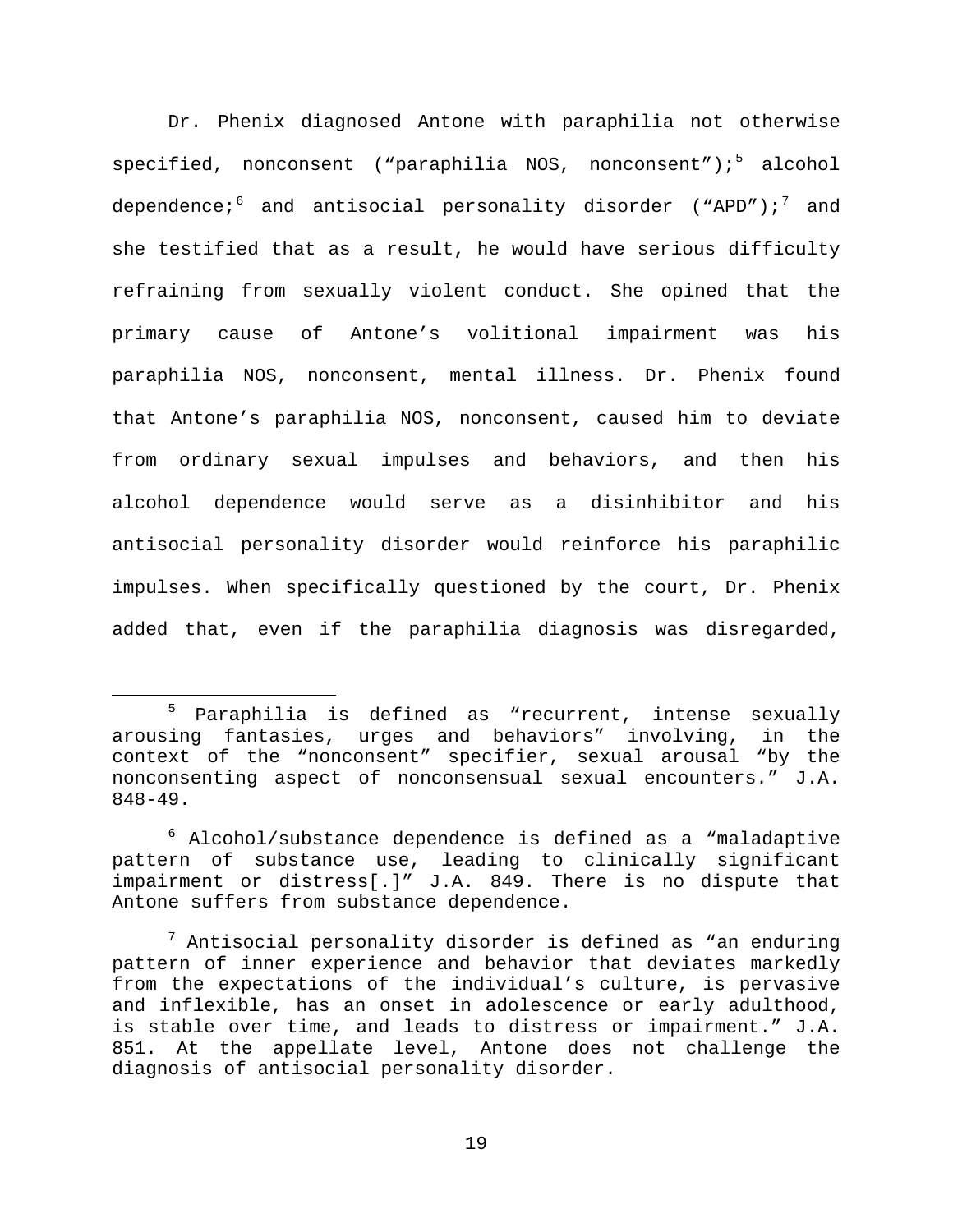Dr. Phenix diagnosed Antone with paraphilia not otherwise specified, nonconsent (“paraphilia NOS, nonconsent”);[5] alcohol dependence;[6] and antisocial personality disorder (“APD”);[7] and she testified that as a result, he would have serious difficulty refraining from sexually violent conduct. She opined that the primary cause of Antone’s volitional impairment was his paraphilia NOS, nonconsent, mental illness. Dr. Phenix found that Antone’s paraphilia NOS, nonconsent, caused him to deviate from ordinary sexual impulses and behaviors, and then his alcohol dependence would serve as a disinhibitor and his antisocial personality disorder would reinforce his paraphilic impulses. When specifically questioned by the court, Dr. Phenix added that, even if the paraphilia diagnosis was disregarded,

---

[5] Paraphilia is defined as “recurrent, intense sexually arousing fantasies, urges and behaviors” involving, in the context of the “nonconsent” specifier, sexual arousal “by the nonconsenting aspect of nonconsensual sexual encounters.” J.A. 848-49.

[6] Alcohol/substance dependence is defined as a “maladaptive pattern of substance use, leading to clinically significant impairment or distress[.]” J.A. 849. There is no dispute that Antone suffers from substance dependence.

[7] Antisocial personality disorder is defined as “an enduring pattern of inner experience and behavior that deviates markedly from the expectations of the individual’s culture, is pervasive and inflexible, has an onset in adolescence or early adulthood, is stable over time, and leads to distress or impairment.” J.A. 851. At the appellate level, Antone does not challenge the diagnosis of antisocial personality disorder.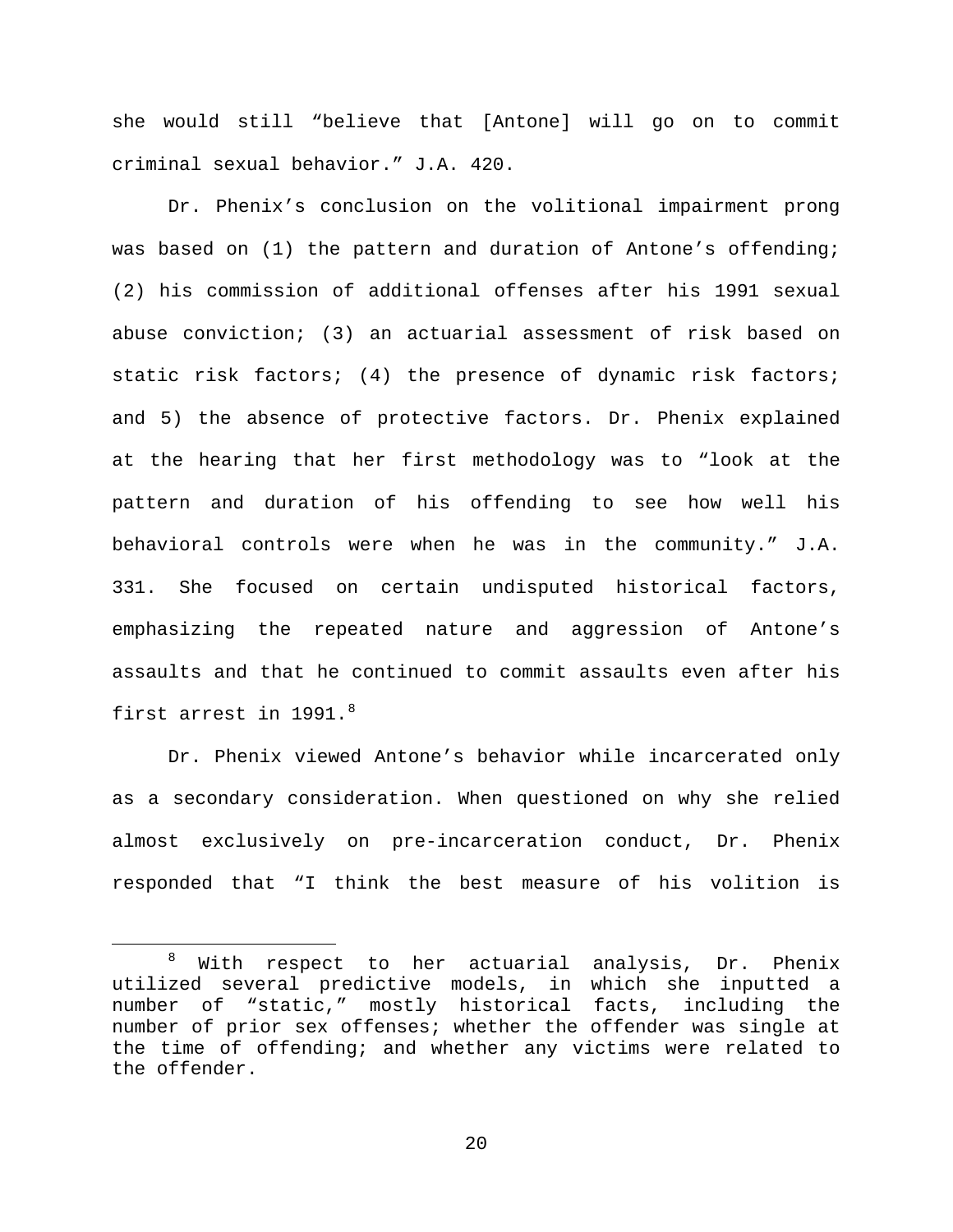she would still "believe that [Antone] will go on to commit criminal sexual behavior." J.A. 420.

Dr. Phenix's conclusion on the volitional impairment prong was based on (1) the pattern and duration of Antone's offending; (2) his commission of additional offenses after his 1991 sexual abuse conviction; (3) an actuarial assessment of risk based on static risk factors; (4) the presence of dynamic risk factors; and 5) the absence of protective factors. Dr. Phenix explained at the hearing that her first methodology was to "look at the pattern and duration of his offending to see how well his behavioral controls were when he was in the community." J.A. 331. She focused on certain undisputed historical factors, emphasizing the repeated nature and aggression of Antone's assaults and that he continued to commit assaults even after his first arrest in 1991.[8]

Dr. Phenix viewed Antone's behavior while incarcerated only as a secondary consideration. When questioned on why she relied almost exclusively on pre-incarceration conduct, Dr. Phenix responded that "I think the best measure of his volition is

---

[8] With respect to her actuarial analysis, Dr. Phenix utilized several predictive models, in which she inputted a number of "static," mostly historical facts, including the number of prior sex offenses; whether the offender was single at the time of offending; and whether any victims were related to the offender.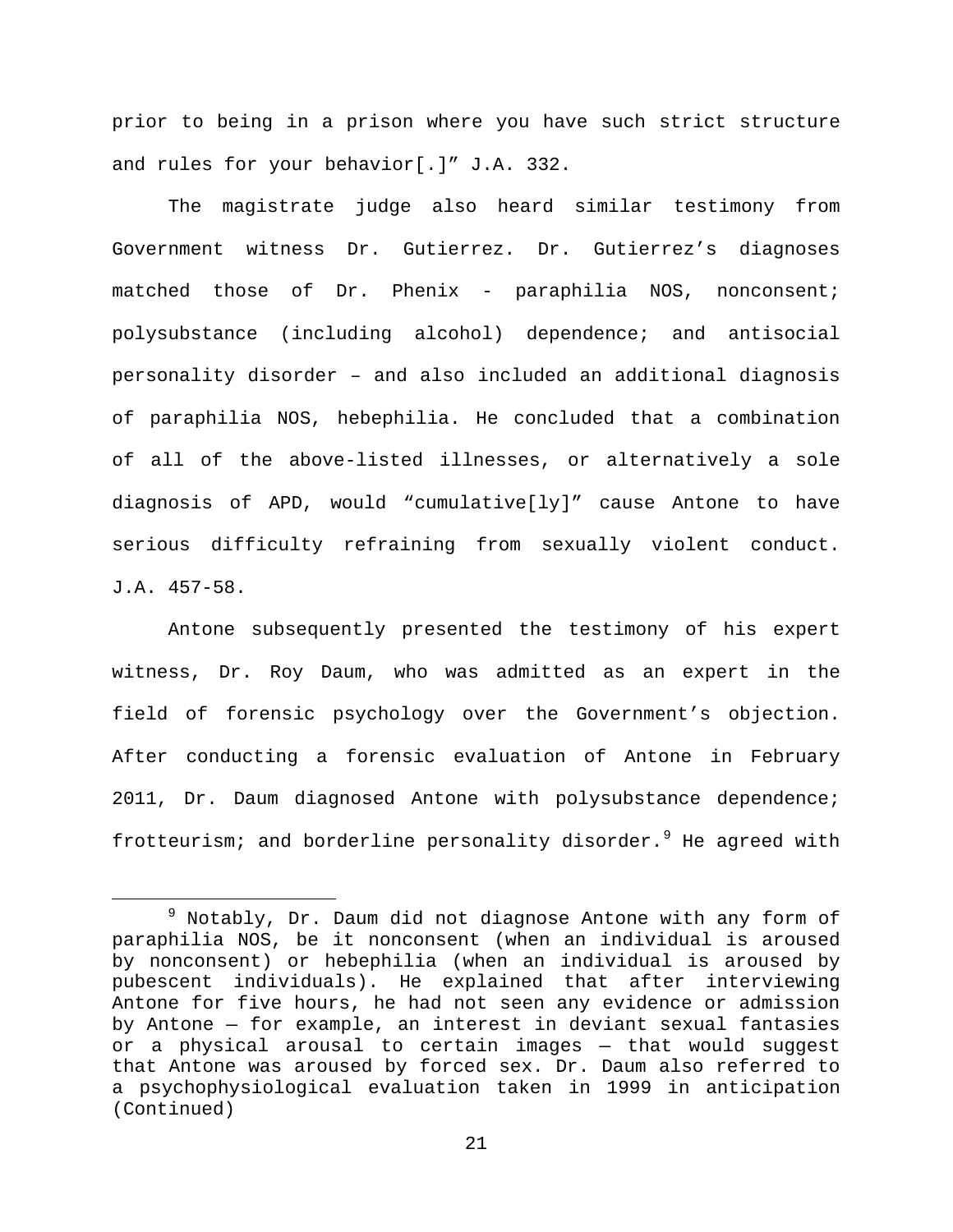prior to being in a prison where you have such strict structure and rules for your behavior[.]” J.A. 332.

The magistrate judge also heard similar testimony from Government witness Dr. Gutierrez. Dr. Gutierrez’s diagnoses matched those of Dr. Phenix - paraphilia NOS, nonconsent; polysubstance (including alcohol) dependence; and antisocial personality disorder – and also included an additional diagnosis of paraphilia NOS, hebephilia. He concluded that a combination of all of the above-listed illnesses, or alternatively a sole diagnosis of APD, would “cumulative[ly]” cause Antone to have serious difficulty refraining from sexually violent conduct. J.A. 457-58.

Antone subsequently presented the testimony of his expert witness, Dr. Roy Daum, who was admitted as an expert in the field of forensic psychology over the Government’s objection. After conducting a forensic evaluation of Antone in February 2011, Dr. Daum diagnosed Antone with polysubstance dependence; frotteurism; and borderline personality disorder.[9] He agreed with

[9] Notably, Dr. Daum did not diagnose Antone with any form of paraphilia NOS, be it nonconsent (when an individual is aroused by nonconsent) or hebephilia (when an individual is aroused by pubescent individuals). He explained that after interviewing Antone for five hours, he had not seen any evidence or admission by Antone — for example, an interest in deviant sexual fantasies or a physical arousal to certain images — that would suggest that Antone was aroused by forced sex. Dr. Daum also referred to a psychophysiological evaluation taken in 1999 in anticipation (Continued)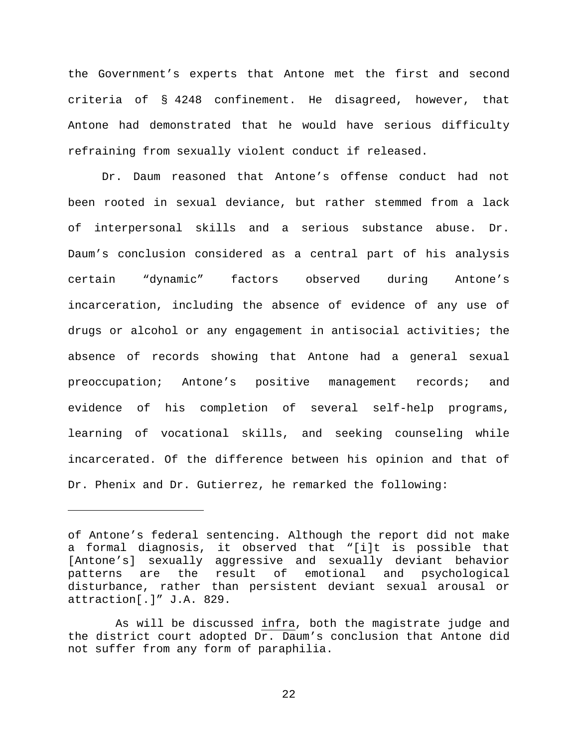the Government's experts that Antone met the first and second criteria of § 4248 confinement. He disagreed, however, that Antone had demonstrated that he would have serious difficulty refraining from sexually violent conduct if released.

Dr. Daum reasoned that Antone's offense conduct had not been rooted in sexual deviance, but rather stemmed from a lack of interpersonal skills and a serious substance abuse. Dr. Daum's conclusion considered as a central part of his analysis certain "dynamic" factors observed during Antone's incarceration, including the absence of evidence of any use of drugs or alcohol or any engagement in antisocial activities; the absence of records showing that Antone had a general sexual preoccupation; Antone's positive management records; and evidence of his completion of several self-help programs, learning of vocational skills, and seeking counseling while incarcerated. Of the difference between his opinion and that of Dr. Phenix and Dr. Gutierrez, he remarked the following:

---

of Antone's federal sentencing. Although the report did not make a formal diagnosis, it observed that "[i]t is possible that [Antone's] sexually aggressive and sexually deviant behavior patterns are the result of emotional and psychological disturbance, rather than persistent deviant sexual arousal or attraction[.]" J.A. 829.

As will be discussed infra, both the magistrate judge and the district court adopted Dr. Daum's conclusion that Antone did not suffer from any form of paraphilia.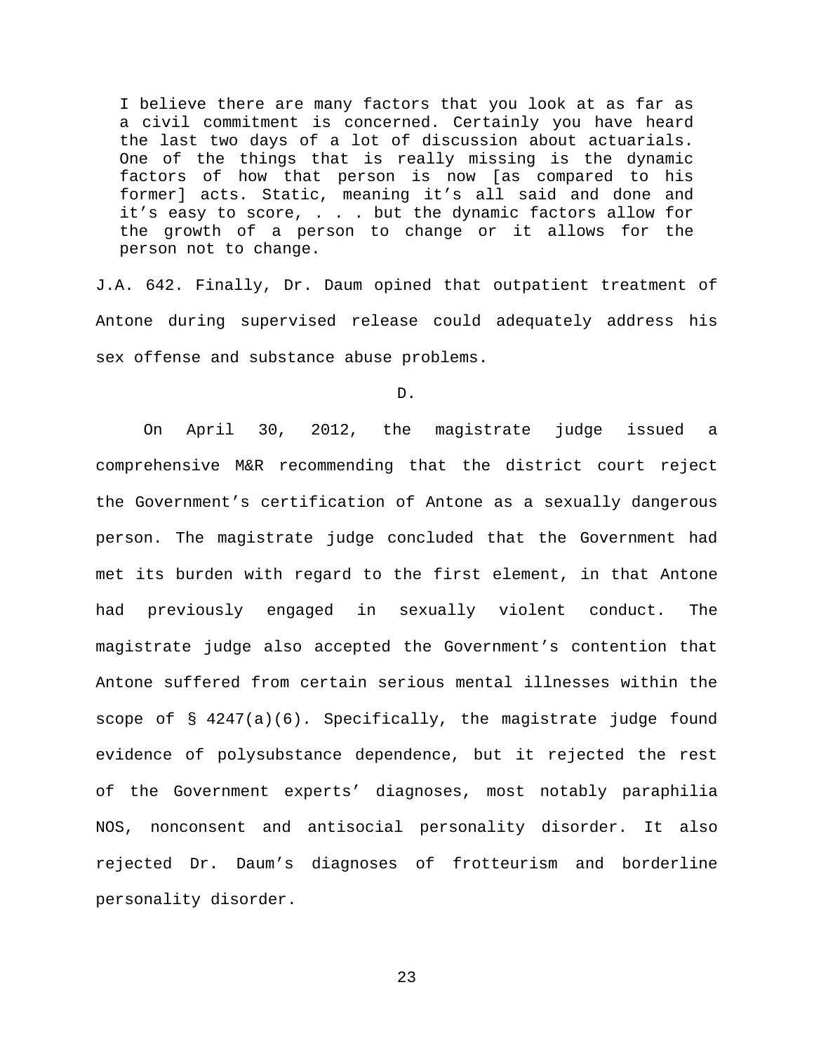> I believe there are many factors that you look at as far as a civil commitment is concerned. Certainly you have heard the last two days of a lot of discussion about actuarials. One of the things that is really missing is the dynamic factors of how that person is now [as compared to his former] acts. Static, meaning it's all said and done and it's easy to score, . . . but the dynamic factors allow for the growth of a person to change or it allows for the person not to change.

J.A. 642. Finally, Dr. Daum opined that outpatient treatment of Antone during supervised release could adequately address his sex offense and substance abuse problems.

D.

On April 30, 2012, the magistrate judge issued a comprehensive M&R recommending that the district court reject the Government's certification of Antone as a sexually dangerous person. The magistrate judge concluded that the Government had met its burden with regard to the first element, in that Antone had previously engaged in sexually violent conduct. The magistrate judge also accepted the Government's contention that Antone suffered from certain serious mental illnesses within the scope of § 4247(a)(6). Specifically, the magistrate judge found evidence of polysubstance dependence, but it rejected the rest of the Government experts' diagnoses, most notably paraphilia NOS, nonconsent and antisocial personality disorder. It also rejected Dr. Daum's diagnoses of frotteurism and borderline personality disorder.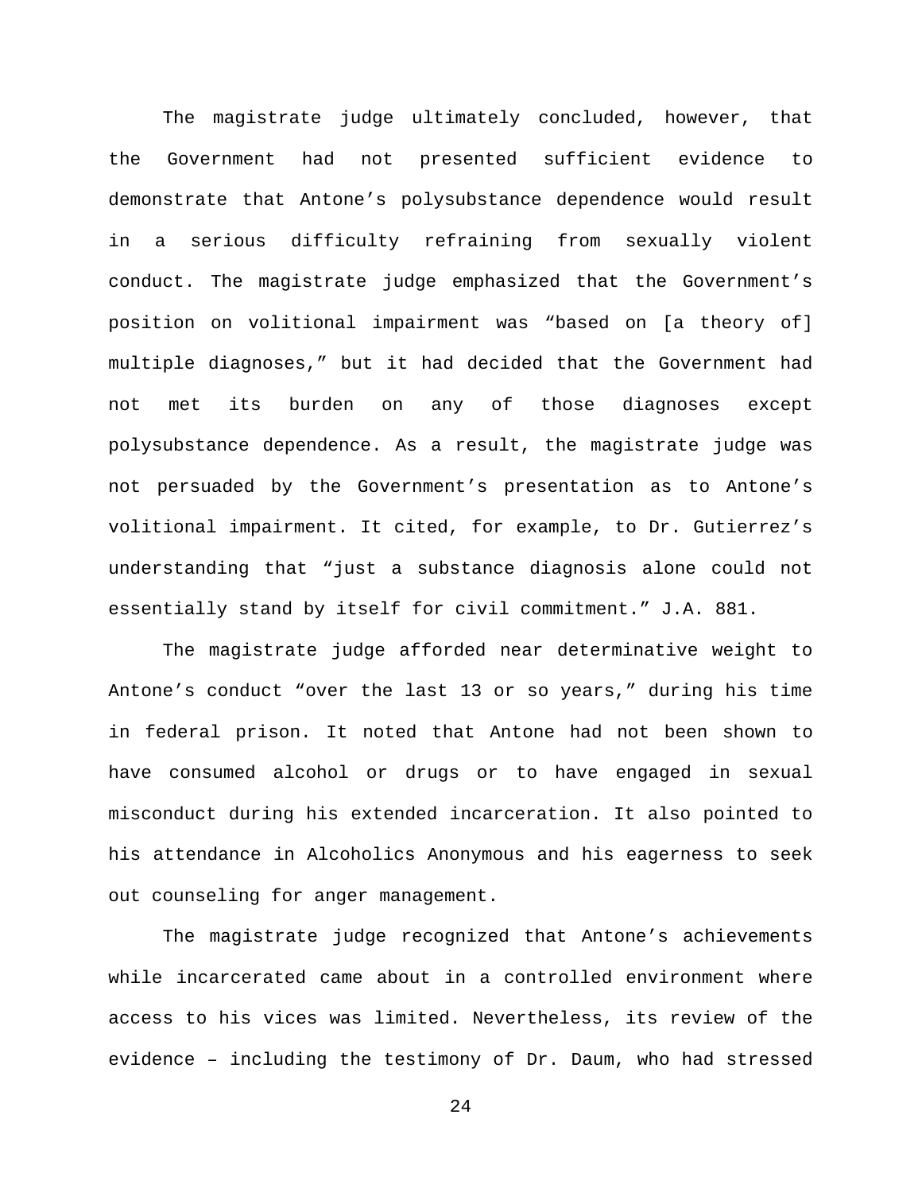The magistrate judge ultimately concluded, however, that the Government had not presented sufficient evidence to demonstrate that Antone's polysubstance dependence would result in a serious difficulty refraining from sexually violent conduct. The magistrate judge emphasized that the Government's position on volitional impairment was "based on [a theory of] multiple diagnoses," but it had decided that the Government had not met its burden on any of those diagnoses except polysubstance dependence. As a result, the magistrate judge was not persuaded by the Government's presentation as to Antone's volitional impairment. It cited, for example, to Dr. Gutierrez's understanding that "just a substance diagnosis alone could not essentially stand by itself for civil commitment." J.A. 881.

The magistrate judge afforded near determinative weight to Antone's conduct "over the last 13 or so years," during his time in federal prison. It noted that Antone had not been shown to have consumed alcohol or drugs or to have engaged in sexual misconduct during his extended incarceration. It also pointed to his attendance in Alcoholics Anonymous and his eagerness to seek out counseling for anger management.

The magistrate judge recognized that Antone's achievements while incarcerated came about in a controlled environment where access to his vices was limited. Nevertheless, its review of the evidence – including the testimony of Dr. Daum, who had stressed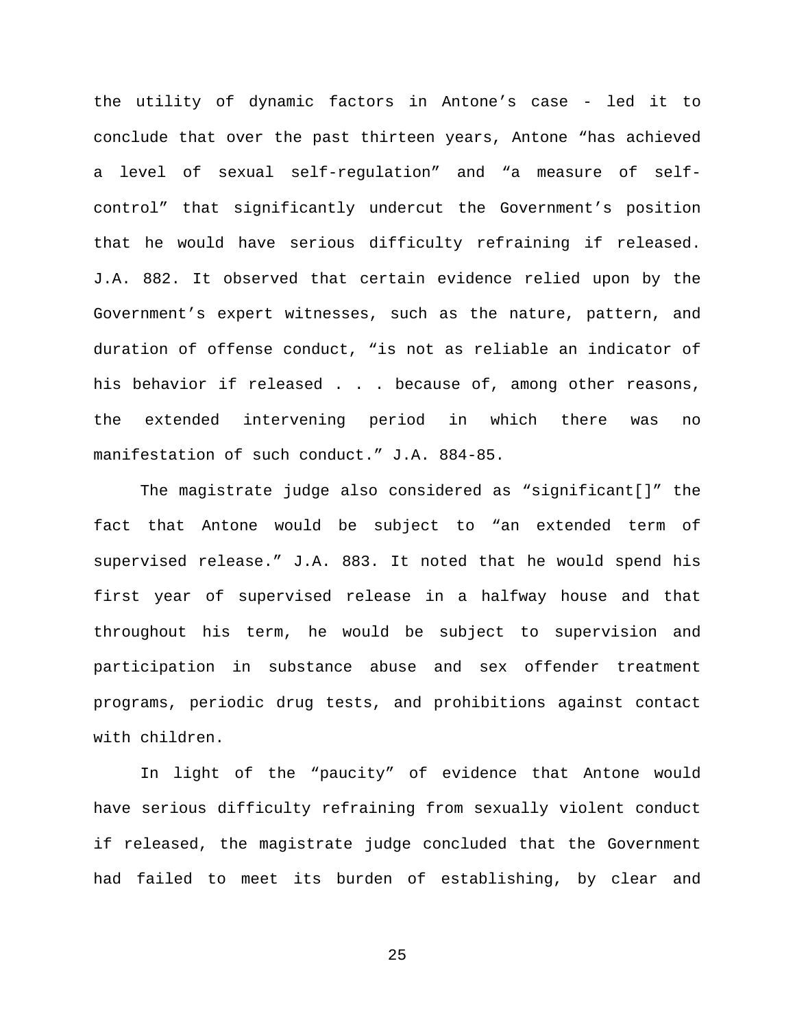the utility of dynamic factors in Antone's case - led it to conclude that over the past thirteen years, Antone "has achieved a level of sexual self-regulation" and "a measure of self-control" that significantly undercut the Government's position that he would have serious difficulty refraining if released. J.A. 882. It observed that certain evidence relied upon by the Government's expert witnesses, such as the nature, pattern, and duration of offense conduct, "is not as reliable an indicator of his behavior if released . . . because of, among other reasons, the extended intervening period in which there was no manifestation of such conduct." J.A. 884-85.

The magistrate judge also considered as "significant[]" the fact that Antone would be subject to "an extended term of supervised release." J.A. 883. It noted that he would spend his first year of supervised release in a halfway house and that throughout his term, he would be subject to supervision and participation in substance abuse and sex offender treatment programs, periodic drug tests, and prohibitions against contact with children.

In light of the "paucity" of evidence that Antone would have serious difficulty refraining from sexually violent conduct if released, the magistrate judge concluded that the Government had failed to meet its burden of establishing, by clear and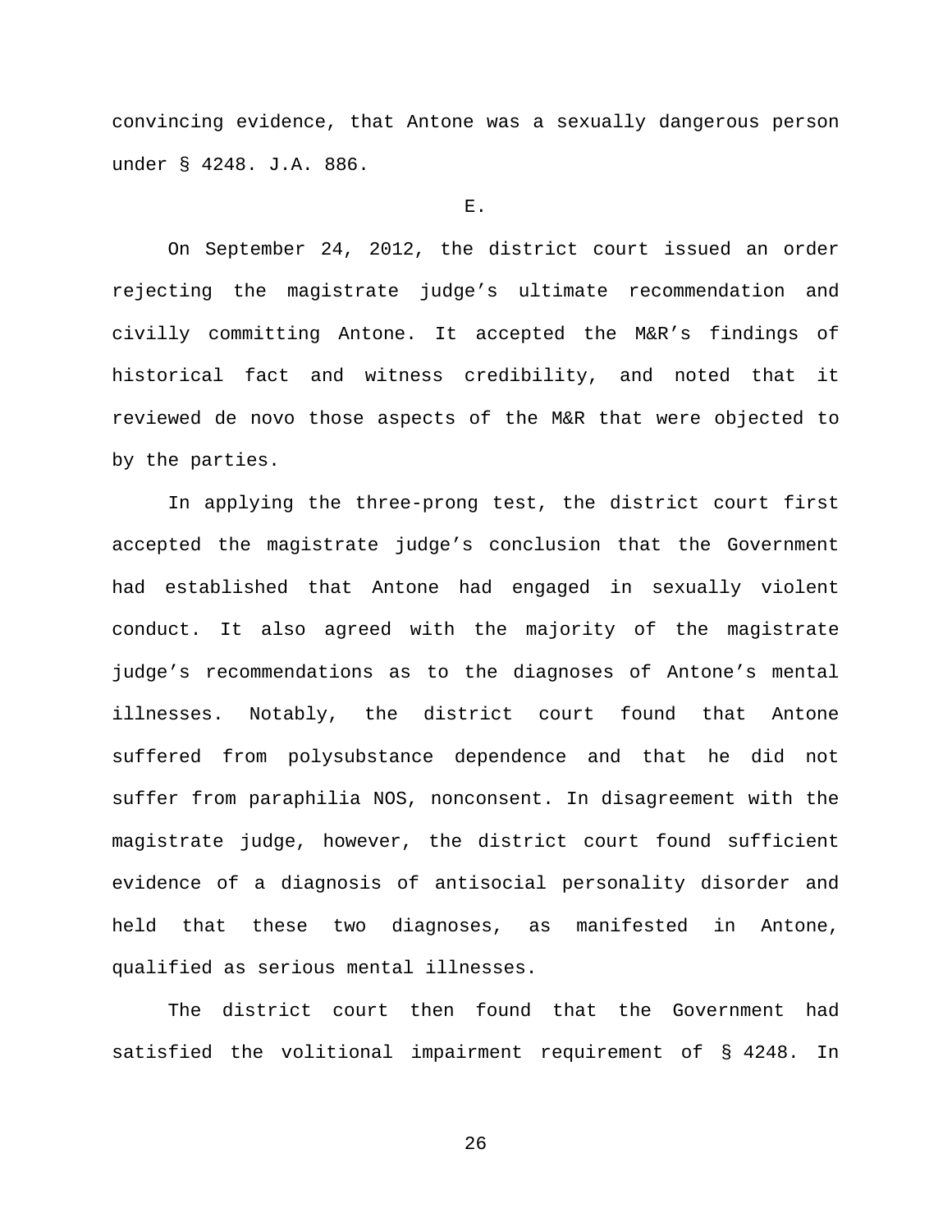convincing evidence, that Antone was a sexually dangerous person under § 4248. J.A. 886.

### E.

On September 24, 2012, the district court issued an order rejecting the magistrate judge's ultimate recommendation and civilly committing Antone. It accepted the M&R's findings of historical fact and witness credibility, and noted that it reviewed de novo those aspects of the M&R that were objected to by the parties.

In applying the three-prong test, the district court first accepted the magistrate judge's conclusion that the Government had established that Antone had engaged in sexually violent conduct. It also agreed with the majority of the magistrate judge's recommendations as to the diagnoses of Antone's mental illnesses. Notably, the district court found that Antone suffered from polysubstance dependence and that he did not suffer from paraphilia NOS, nonconsent. In disagreement with the magistrate judge, however, the district court found sufficient evidence of a diagnosis of antisocial personality disorder and held that these two diagnoses, as manifested in Antone, qualified as serious mental illnesses.

The district court then found that the Government had satisfied the volitional impairment requirement of § 4248. In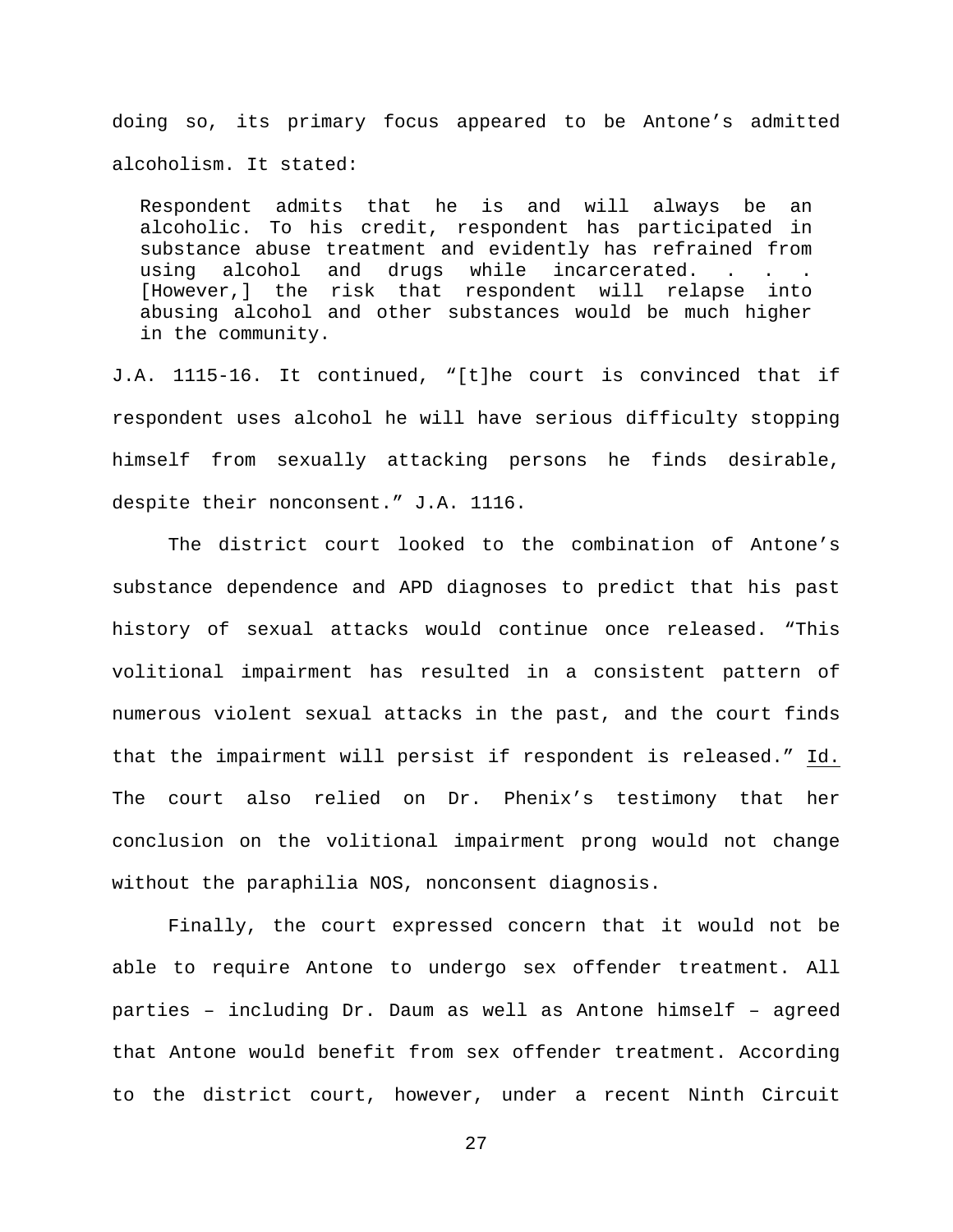doing so, its primary focus appeared to be Antone's admitted alcoholism. It stated:

> Respondent admits that he is and will always be an alcoholic. To his credit, respondent has participated in substance abuse treatment and evidently has refrained from using alcohol and drugs while incarcerated. . . . [However,] the risk that respondent will relapse into abusing alcohol and other substances would be much higher in the community.

J.A. 1115-16. It continued, "[t]he court is convinced that if respondent uses alcohol he will have serious difficulty stopping himself from sexually attacking persons he finds desirable, despite their nonconsent." J.A. 1116.

The district court looked to the combination of Antone's substance dependence and APD diagnoses to predict that his past history of sexual attacks would continue once released. "This volitional impairment has resulted in a consistent pattern of numerous violent sexual attacks in the past, and the court finds that the impairment will persist if respondent is released." Id. The court also relied on Dr. Phenix's testimony that her conclusion on the volitional impairment prong would not change without the paraphilia NOS, nonconsent diagnosis.

Finally, the court expressed concern that it would not be able to require Antone to undergo sex offender treatment. All parties – including Dr. Daum as well as Antone himself – agreed that Antone would benefit from sex offender treatment. According to the district court, however, under a recent Ninth Circuit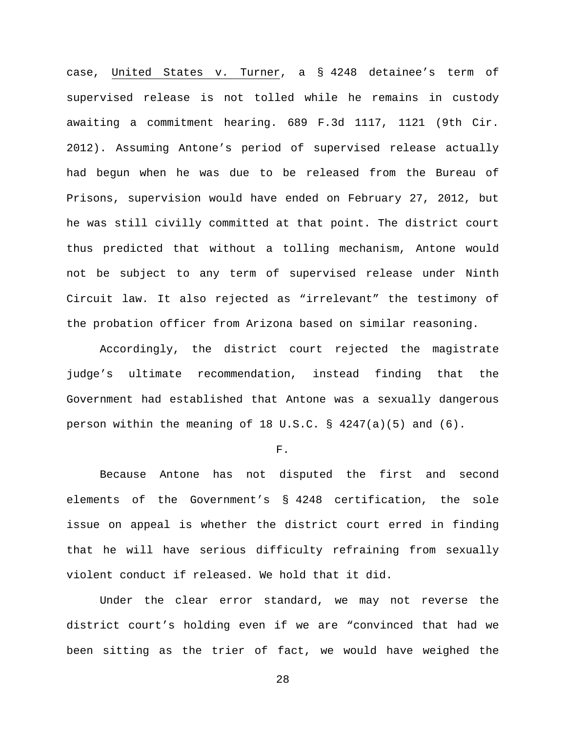case, United States v. Turner, a § 4248 detainee's term of supervised release is not tolled while he remains in custody awaiting a commitment hearing. 689 F.3d 1117, 1121 (9th Cir. 2012). Assuming Antone's period of supervised release actually had begun when he was due to be released from the Bureau of Prisons, supervision would have ended on February 27, 2012, but he was still civilly committed at that point. The district court thus predicted that without a tolling mechanism, Antone would not be subject to any term of supervised release under Ninth Circuit law. It also rejected as "irrelevant" the testimony of the probation officer from Arizona based on similar reasoning.

Accordingly, the district court rejected the magistrate judge's ultimate recommendation, instead finding that the Government had established that Antone was a sexually dangerous person within the meaning of 18 U.S.C. § 4247(a)(5) and (6).

F.

Because Antone has not disputed the first and second elements of the Government's § 4248 certification, the sole issue on appeal is whether the district court erred in finding that he will have serious difficulty refraining from sexually violent conduct if released. We hold that it did.

Under the clear error standard, we may not reverse the district court's holding even if we are "convinced that had we been sitting as the trier of fact, we would have weighed the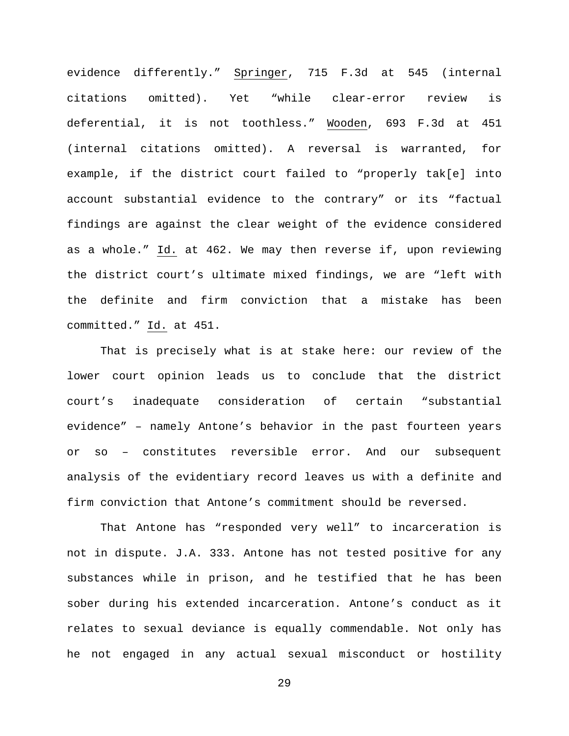evidence differently." Springer, 715 F.3d at 545 (internal citations omitted). Yet "while clear-error review is deferential, it is not toothless." Wooden, 693 F.3d at 451 (internal citations omitted). A reversal is warranted, for example, if the district court failed to "properly tak[e] into account substantial evidence to the contrary" or its "factual findings are against the clear weight of the evidence considered as a whole." Id. at 462. We may then reverse if, upon reviewing the district court's ultimate mixed findings, we are "left with the definite and firm conviction that a mistake has been committed." Id. at 451.

That is precisely what is at stake here: our review of the lower court opinion leads us to conclude that the district court's inadequate consideration of certain "substantial evidence" – namely Antone's behavior in the past fourteen years or so – constitutes reversible error. And our subsequent analysis of the evidentiary record leaves us with a definite and firm conviction that Antone's commitment should be reversed.

That Antone has "responded very well" to incarceration is not in dispute. J.A. 333. Antone has not tested positive for any substances while in prison, and he testified that he has been sober during his extended incarceration. Antone's conduct as it relates to sexual deviance is equally commendable. Not only has he not engaged in any actual sexual misconduct or hostility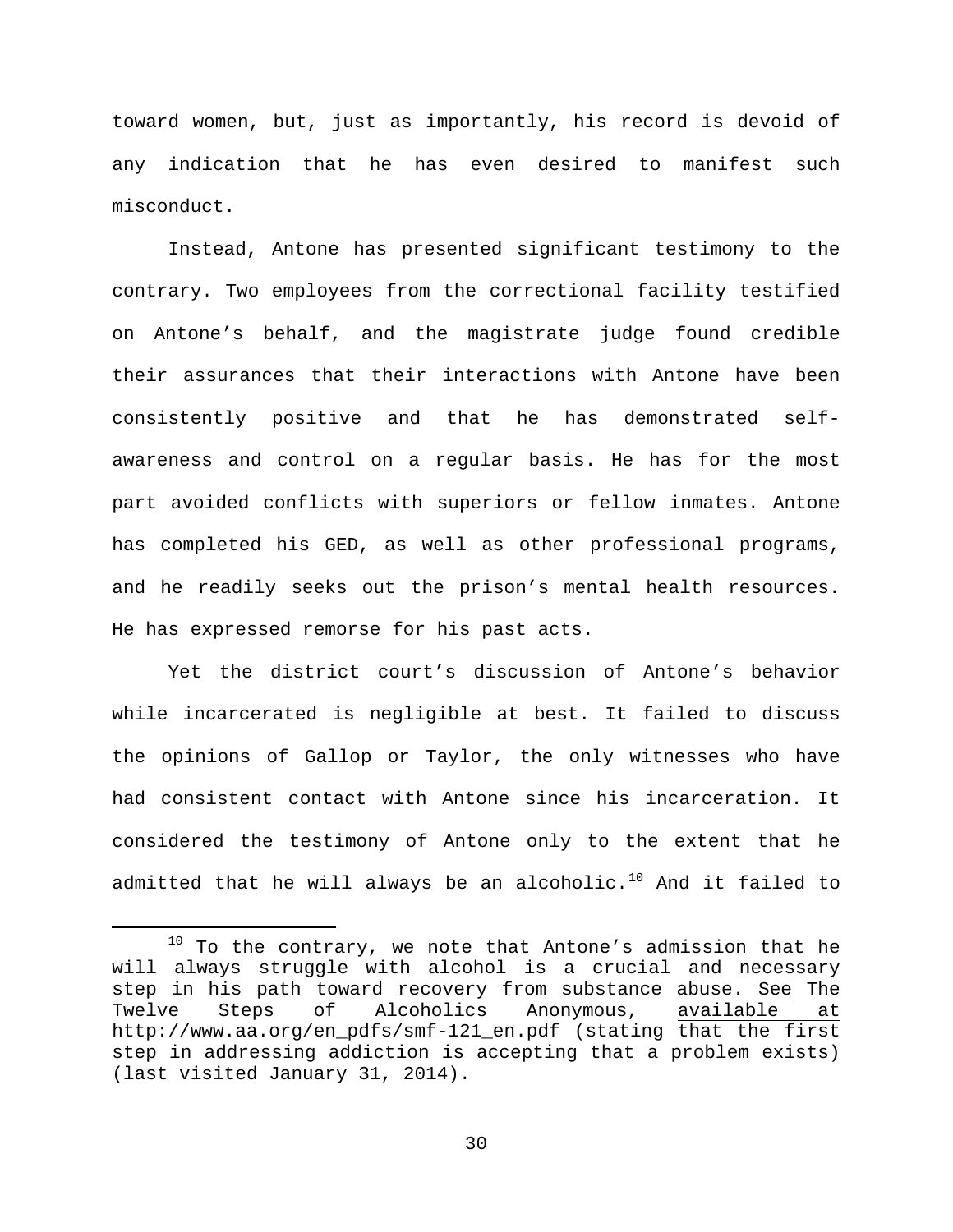toward women, but, just as importantly, his record is devoid of any indication that he has even desired to manifest such misconduct.

Instead, Antone has presented significant testimony to the contrary. Two employees from the correctional facility testified on Antone's behalf, and the magistrate judge found credible their assurances that their interactions with Antone have been consistently positive and that he has demonstrated self-awareness and control on a regular basis. He has for the most part avoided conflicts with superiors or fellow inmates. Antone has completed his GED, as well as other professional programs, and he readily seeks out the prison's mental health resources. He has expressed remorse for his past acts.

Yet the district court's discussion of Antone's behavior while incarcerated is negligible at best. It failed to discuss the opinions of Gallop or Taylor, the only witnesses who have had consistent contact with Antone since his incarceration. It considered the testimony of Antone only to the extent that he admitted that he will always be an alcoholic.[10] And it failed to

[10] To the contrary, we note that Antone's admission that he will always struggle with alcohol is a crucial and necessary step in his path toward recovery from substance abuse. See The Twelve Steps of Alcoholics Anonymous, available at http://www.aa.org/en_pdfs/smf-121_en.pdf (stating that the first step in addressing addiction is accepting that a problem exists) (last visited January 31, 2014).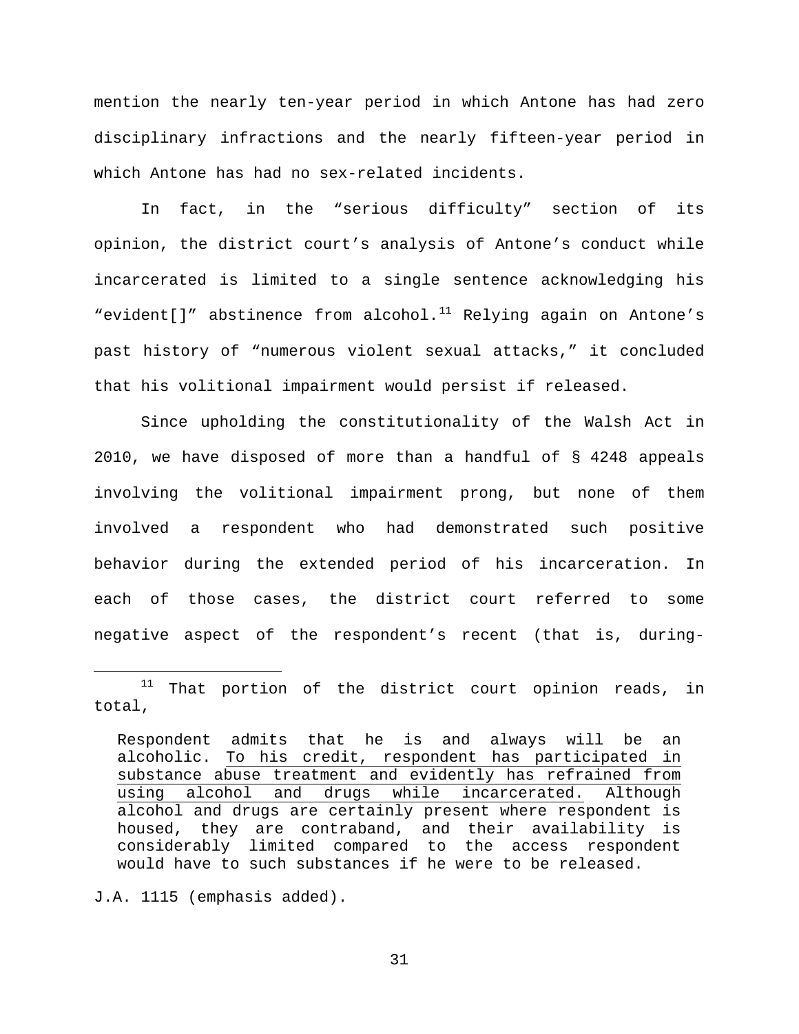mention the nearly ten-year period in which Antone has had zero disciplinary infractions and the nearly fifteen-year period in which Antone has had no sex-related incidents.

In fact, in the "serious difficulty" section of its opinion, the district court's analysis of Antone's conduct while incarcerated is limited to a single sentence acknowledging his "evident[]" abstinence from alcohol.[11] Relying again on Antone's past history of "numerous violent sexual attacks," it concluded that his volitional impairment would persist if released.

Since upholding the constitutionality of the Walsh Act in 2010, we have disposed of more than a handful of § 4248 appeals involving the volitional impairment prong, but none of them involved a respondent who had demonstrated such positive behavior during the extended period of his incarceration. In each of those cases, the district court referred to some negative aspect of the respondent's recent (that is, during-

---

[11] That portion of the district court opinion reads, in total,

> Respondent admits that he is and always will be an alcoholic. <u>To his credit, respondent has participated in substance abuse treatment and evidently has refrained from using alcohol and drugs while incarcerated.</u> Although alcohol and drugs are certainly present where respondent is housed, they are contraband, and their availability is considerably limited compared to the access respondent would have to such substances if he were to be released.

J.A. 1115 (emphasis added).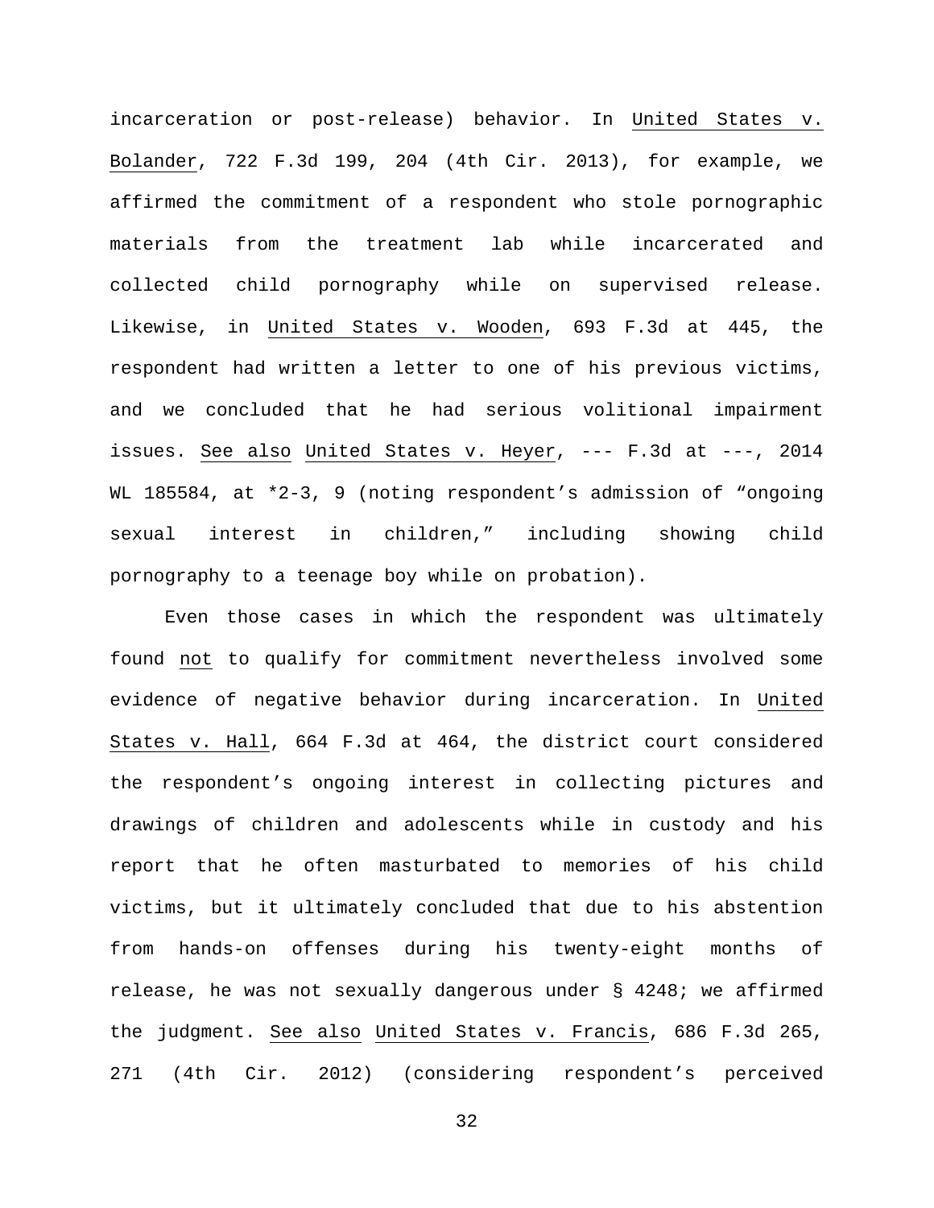incarceration or post-release) behavior. In United States v. Bolander, 722 F.3d 199, 204 (4th Cir. 2013), for example, we affirmed the commitment of a respondent who stole pornographic materials from the treatment lab while incarcerated and collected child pornography while on supervised release. Likewise, in United States v. Wooden, 693 F.3d at 445, the respondent had written a letter to one of his previous victims, and we concluded that he had serious volitional impairment issues. See also United States v. Heyer, --- F.3d at ---, 2014 WL 185584, at *2-3, 9 (noting respondent's admission of "ongoing sexual interest in children," including showing child pornography to a teenage boy while on probation).

Even those cases in which the respondent was ultimately found not to qualify for commitment nevertheless involved some evidence of negative behavior during incarceration. In United States v. Hall, 664 F.3d at 464, the district court considered the respondent's ongoing interest in collecting pictures and drawings of children and adolescents while in custody and his report that he often masturbated to memories of his child victims, but it ultimately concluded that due to his abstention from hands-on offenses during his twenty-eight months of release, he was not sexually dangerous under § 4248; we affirmed the judgment. See also United States v. Francis, 686 F.3d 265, 271 (4th Cir. 2012) (considering respondent's perceived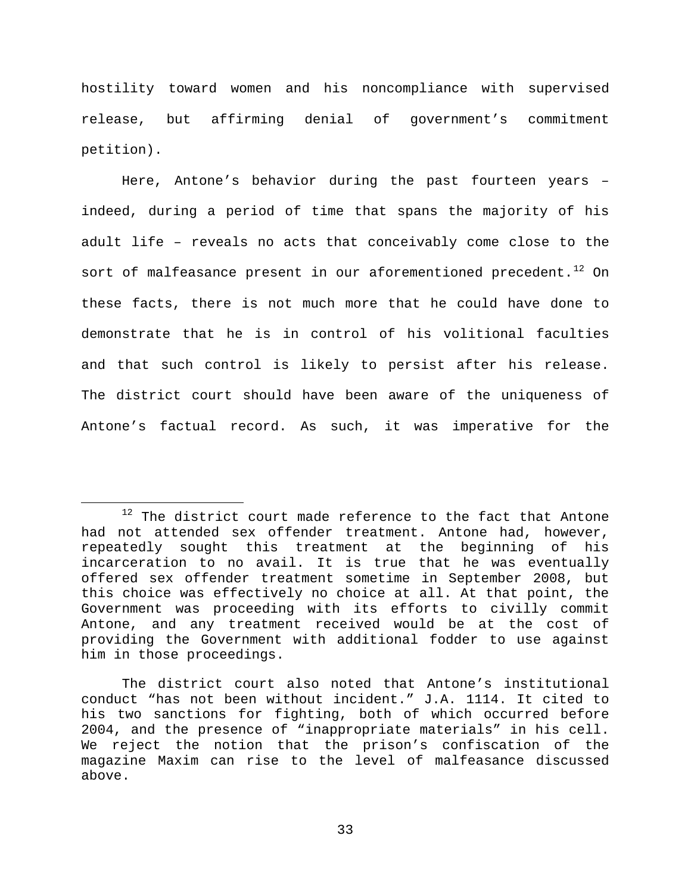hostility toward women and his noncompliance with supervised release, but affirming denial of government's commitment petition).

Here, Antone's behavior during the past fourteen years – indeed, during a period of time that spans the majority of his adult life – reveals no acts that conceivably come close to the sort of malfeasance present in our aforementioned precedent.[12] On these facts, there is not much more that he could have done to demonstrate that he is in control of his volitional faculties and that such control is likely to persist after his release. The district court should have been aware of the uniqueness of Antone's factual record. As such, it was imperative for the

---

[12] The district court made reference to the fact that Antone had not attended sex offender treatment. Antone had, however, repeatedly sought this treatment at the beginning of his incarceration to no avail. It is true that he was eventually offered sex offender treatment sometime in September 2008, but this choice was effectively no choice at all. At that point, the Government was proceeding with its efforts to civilly commit Antone, and any treatment received would be at the cost of providing the Government with additional fodder to use against him in those proceedings.

The district court also noted that Antone's institutional conduct "has not been without incident." J.A. 1114. It cited to his two sanctions for fighting, both of which occurred before 2004, and the presence of "inappropriate materials" in his cell. We reject the notion that the prison's confiscation of the magazine Maxim can rise to the level of malfeasance discussed above.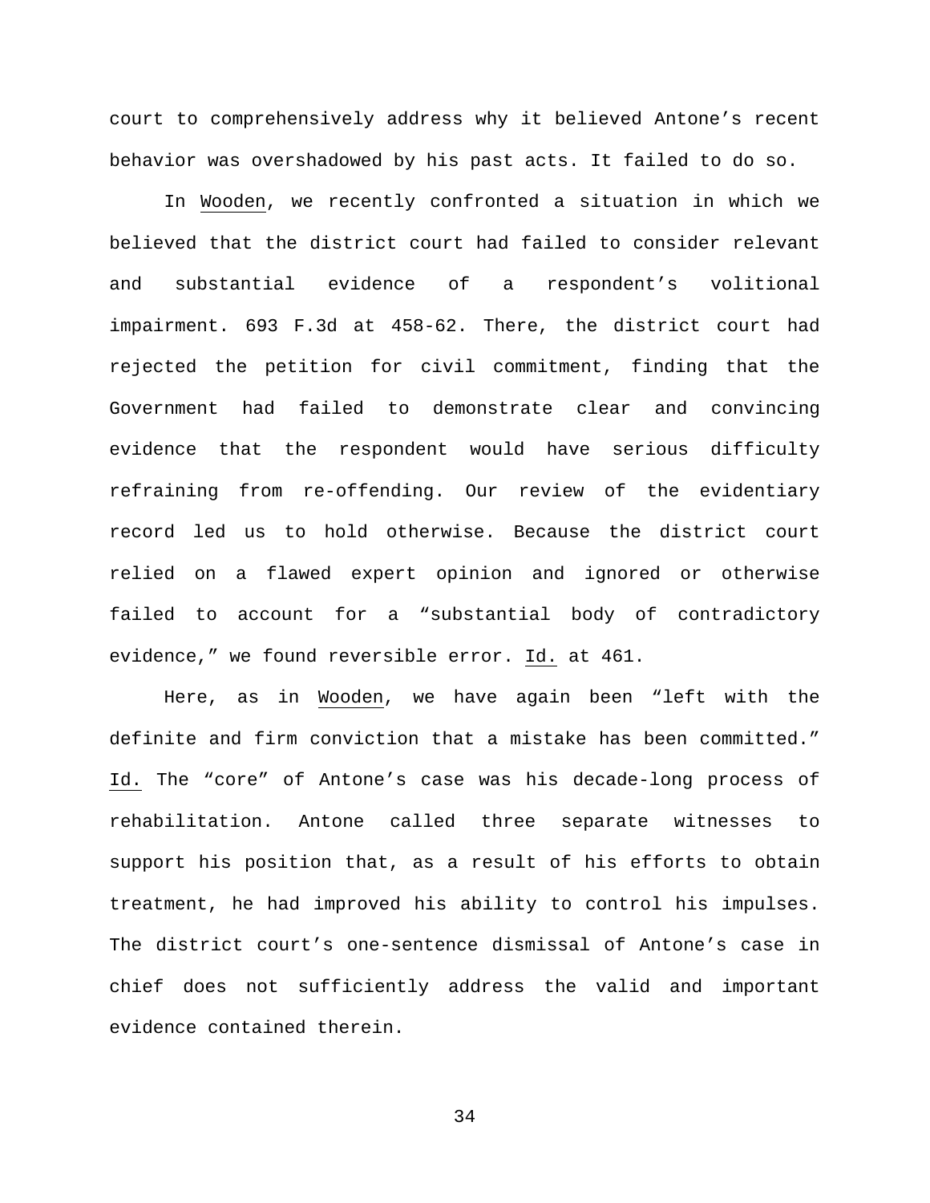court to comprehensively address why it believed Antone's recent behavior was overshadowed by his past acts. It failed to do so.

In Wooden, we recently confronted a situation in which we believed that the district court had failed to consider relevant and substantial evidence of a respondent's volitional impairment. 693 F.3d at 458-62. There, the district court had rejected the petition for civil commitment, finding that the Government had failed to demonstrate clear and convincing evidence that the respondent would have serious difficulty refraining from re-offending. Our review of the evidentiary record led us to hold otherwise. Because the district court relied on a flawed expert opinion and ignored or otherwise failed to account for a "substantial body of contradictory evidence," we found reversible error. Id. at 461.

Here, as in Wooden, we have again been "left with the definite and firm conviction that a mistake has been committed." Id. The "core" of Antone's case was his decade-long process of rehabilitation. Antone called three separate witnesses to support his position that, as a result of his efforts to obtain treatment, he had improved his ability to control his impulses. The district court's one-sentence dismissal of Antone's case in chief does not sufficiently address the valid and important evidence contained therein.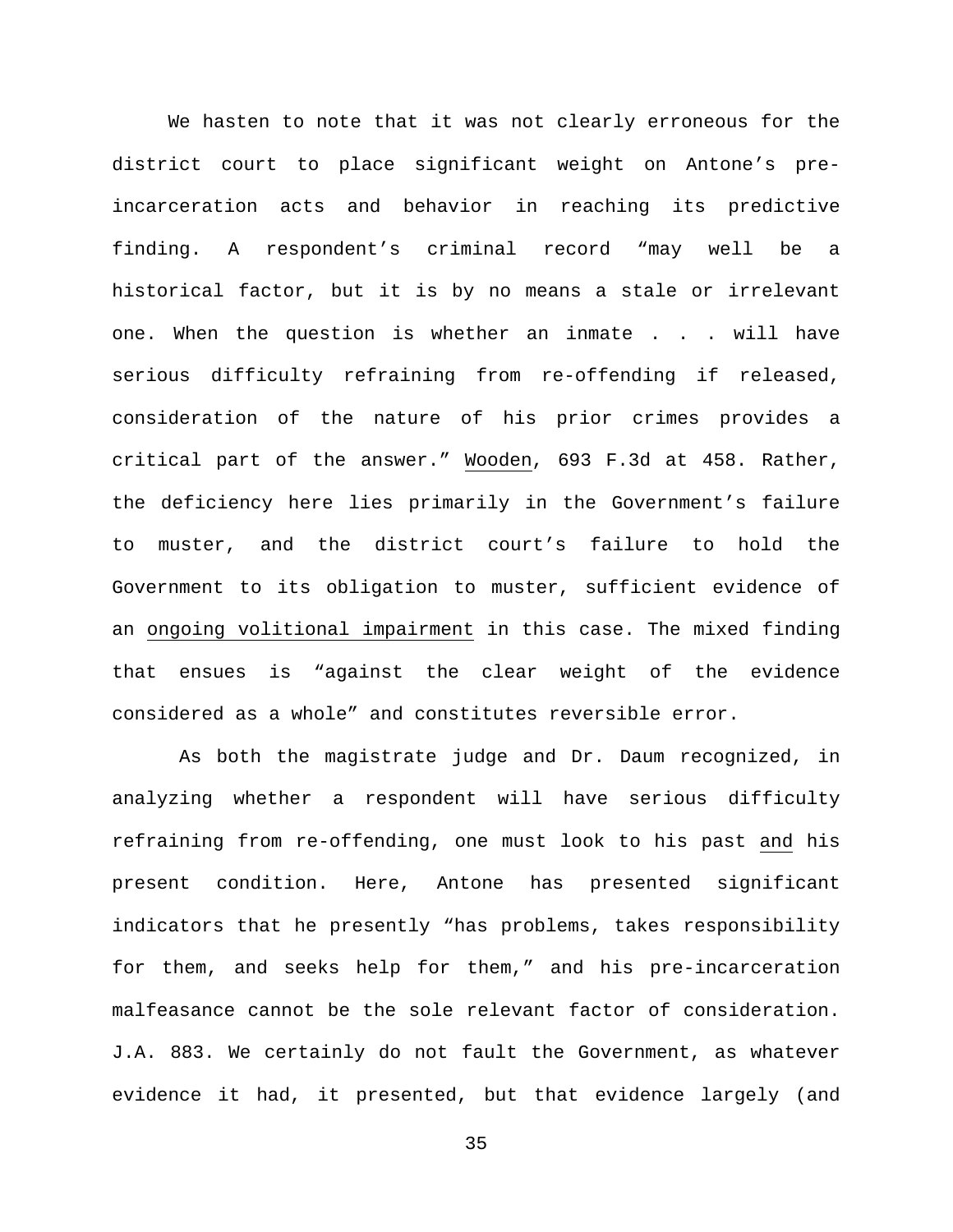We hasten to note that it was not clearly erroneous for the district court to place significant weight on Antone's pre-incarceration acts and behavior in reaching its predictive finding. A respondent's criminal record "may well be a historical factor, but it is by no means a stale or irrelevant one. When the question is whether an inmate . . . will have serious difficulty refraining from re-offending if released, consideration of the nature of his prior crimes provides a critical part of the answer." <u>Wooden</u>, 693 F.3d at 458. Rather, the deficiency here lies primarily in the Government's failure to muster, and the district court's failure to hold the Government to its obligation to muster, sufficient evidence of an <u>ongoing volitional impairment</u> in this case. The mixed finding that ensues is "against the clear weight of the evidence considered as a whole" and constitutes reversible error.

As both the magistrate judge and Dr. Daum recognized, in analyzing whether a respondent will have serious difficulty refraining from re-offending, one must look to his past <u>and</u> his present condition. Here, Antone has presented significant indicators that he presently "has problems, takes responsibility for them, and seeks help for them," and his pre-incarceration malfeasance cannot be the sole relevant factor of consideration. J.A. 883. We certainly do not fault the Government, as whatever evidence it had, it presented, but that evidence largely (and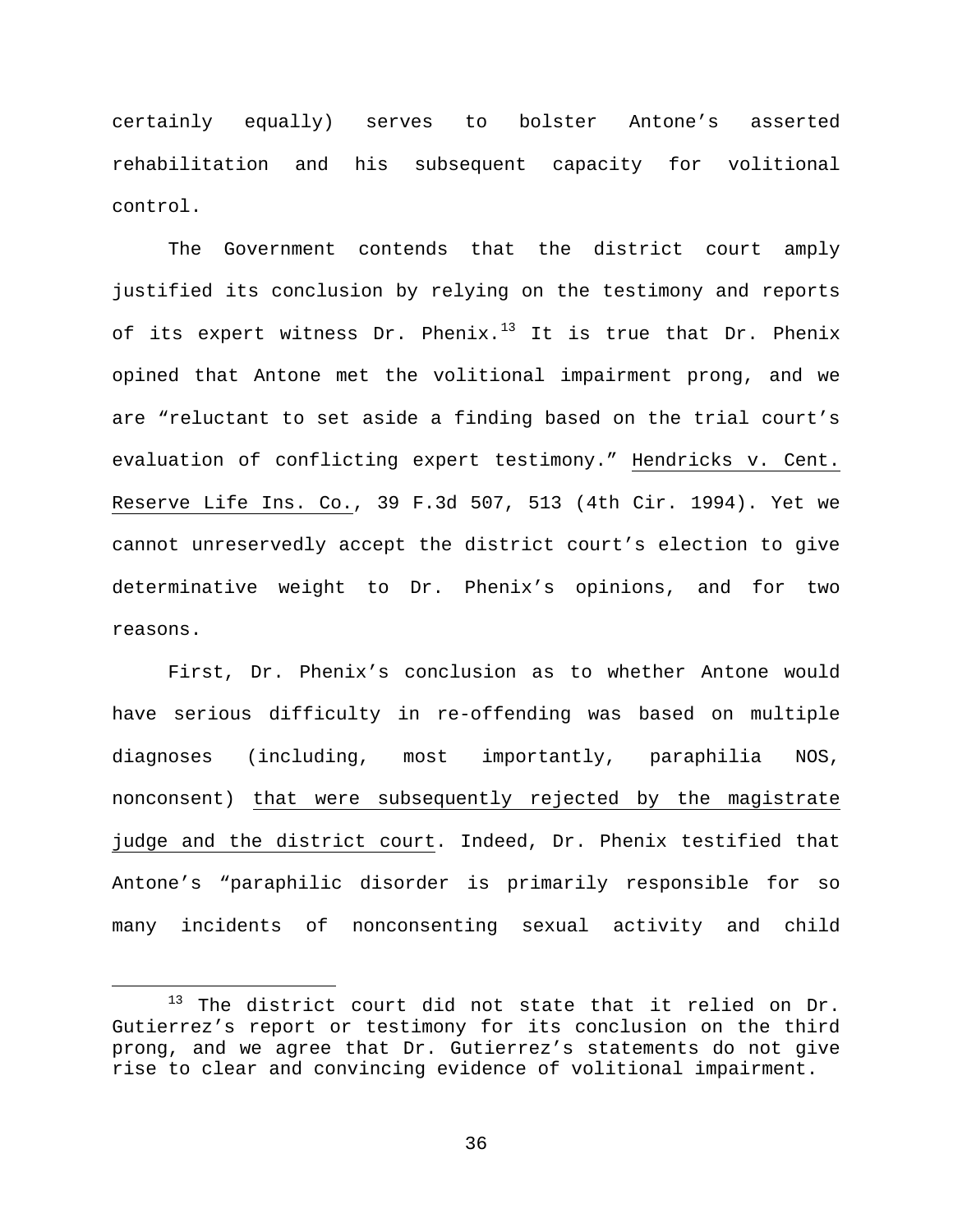certainly equally) serves to bolster Antone's asserted rehabilitation and his subsequent capacity for volitional control.

The Government contends that the district court amply justified its conclusion by relying on the testimony and reports of its expert witness Dr. Phenix.[13] It is true that Dr. Phenix opined that Antone met the volitional impairment prong, and we are "reluctant to set aside a finding based on the trial court's evaluation of conflicting expert testimony." Hendricks v. Cent. Reserve Life Ins. Co., 39 F.3d 507, 513 (4th Cir. 1994). Yet we cannot unreservedly accept the district court's election to give determinative weight to Dr. Phenix's opinions, and for two reasons.

First, Dr. Phenix's conclusion as to whether Antone would have serious difficulty in re-offending was based on multiple diagnoses (including, most importantly, paraphilia NOS, nonconsent) that were subsequently rejected by the magistrate judge and the district court. Indeed, Dr. Phenix testified that Antone's "paraphilic disorder is primarily responsible for so many incidents of nonconsenting sexual activity and child

[13] The district court did not state that it relied on Dr. Gutierrez's report or testimony for its conclusion on the third prong, and we agree that Dr. Gutierrez's statements do not give rise to clear and convincing evidence of volitional impairment.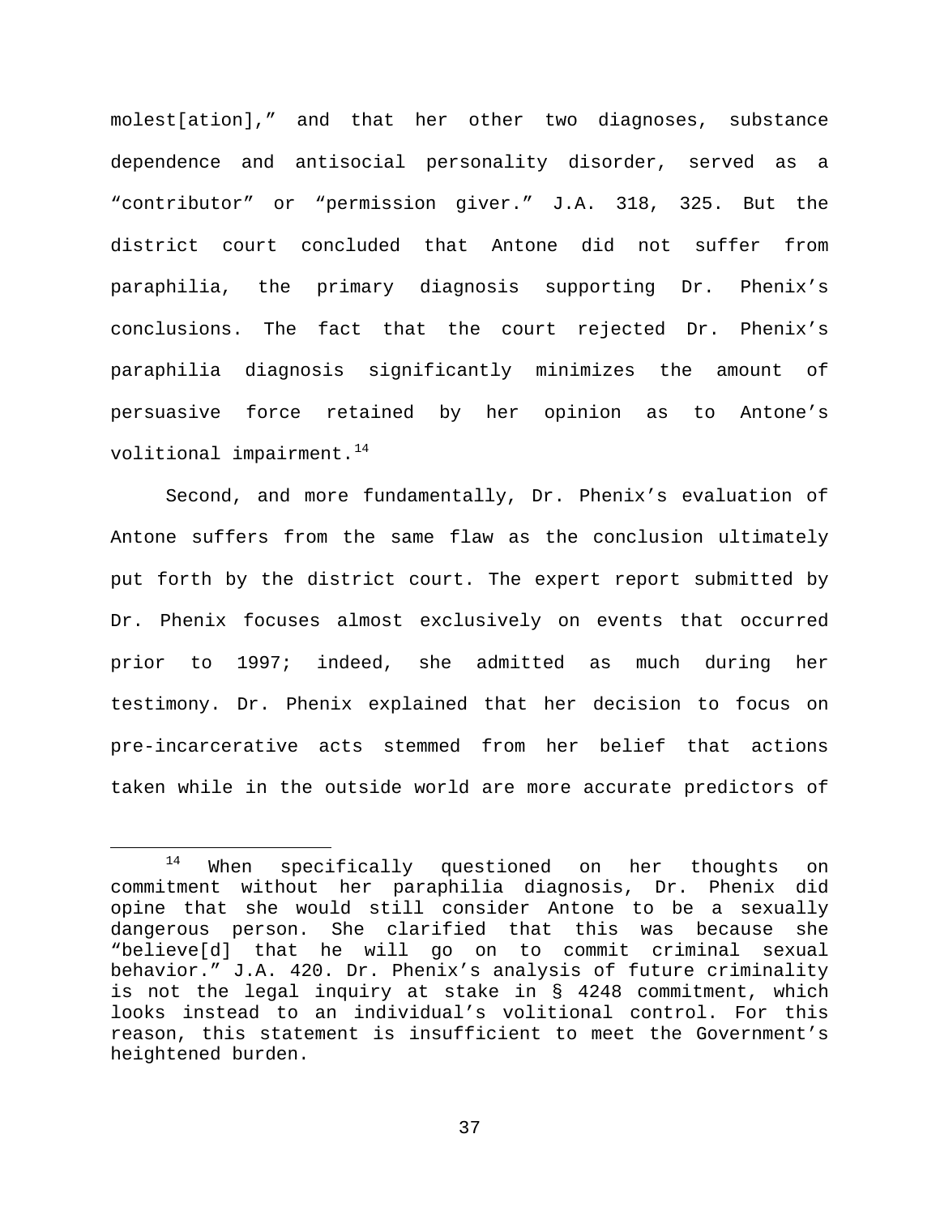molest[ation],” and that her other two diagnoses, substance dependence and antisocial personality disorder, served as a “contributor” or “permission giver.” J.A. 318, 325. But the district court concluded that Antone did not suffer from paraphilia, the primary diagnosis supporting Dr. Phenix’s conclusions. The fact that the court rejected Dr. Phenix’s paraphilia diagnosis significantly minimizes the amount of persuasive force retained by her opinion as to Antone’s volitional impairment.[14]

Second, and more fundamentally, Dr. Phenix’s evaluation of Antone suffers from the same flaw as the conclusion ultimately put forth by the district court. The expert report submitted by Dr. Phenix focuses almost exclusively on events that occurred prior to 1997; indeed, she admitted as much during her testimony. Dr. Phenix explained that her decision to focus on pre-incarcerative acts stemmed from her belief that actions taken while in the outside world are more accurate predictors of

---

[14] When specifically questioned on her thoughts on commitment without her paraphilia diagnosis, Dr. Phenix did opine that she would still consider Antone to be a sexually dangerous person. She clarified that this was because she “believe[d] that he will go on to commit criminal sexual behavior.” J.A. 420. Dr. Phenix’s analysis of future criminality is not the legal inquiry at stake in § 4248 commitment, which looks instead to an individual’s volitional control. For this reason, this statement is insufficient to meet the Government’s heightened burden.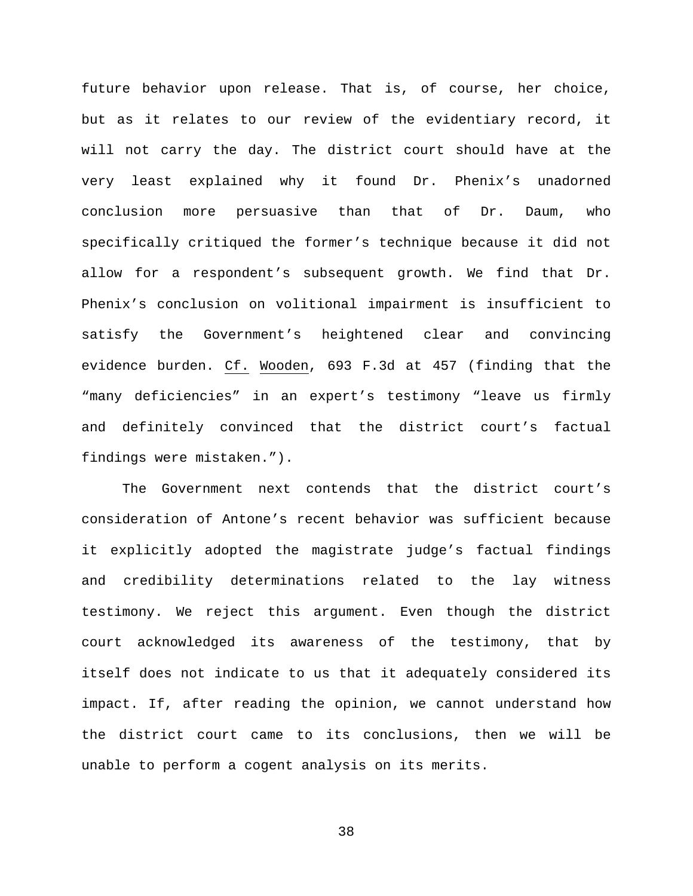future behavior upon release. That is, of course, her choice, but as it relates to our review of the evidentiary record, it will not carry the day. The district court should have at the very least explained why it found Dr. Phenix's unadorned conclusion more persuasive than that of Dr. Daum, who specifically critiqued the former's technique because it did not allow for a respondent's subsequent growth. We find that Dr. Phenix's conclusion on volitional impairment is insufficient to satisfy the Government's heightened clear and convincing evidence burden. Cf. Wooden, 693 F.3d at 457 (finding that the "many deficiencies" in an expert's testimony "leave us firmly and definitely convinced that the district court's factual findings were mistaken.").

The Government next contends that the district court's consideration of Antone's recent behavior was sufficient because it explicitly adopted the magistrate judge's factual findings and credibility determinations related to the lay witness testimony. We reject this argument. Even though the district court acknowledged its awareness of the testimony, that by itself does not indicate to us that it adequately considered its impact. If, after reading the opinion, we cannot understand how the district court came to its conclusions, then we will be unable to perform a cogent analysis on its merits.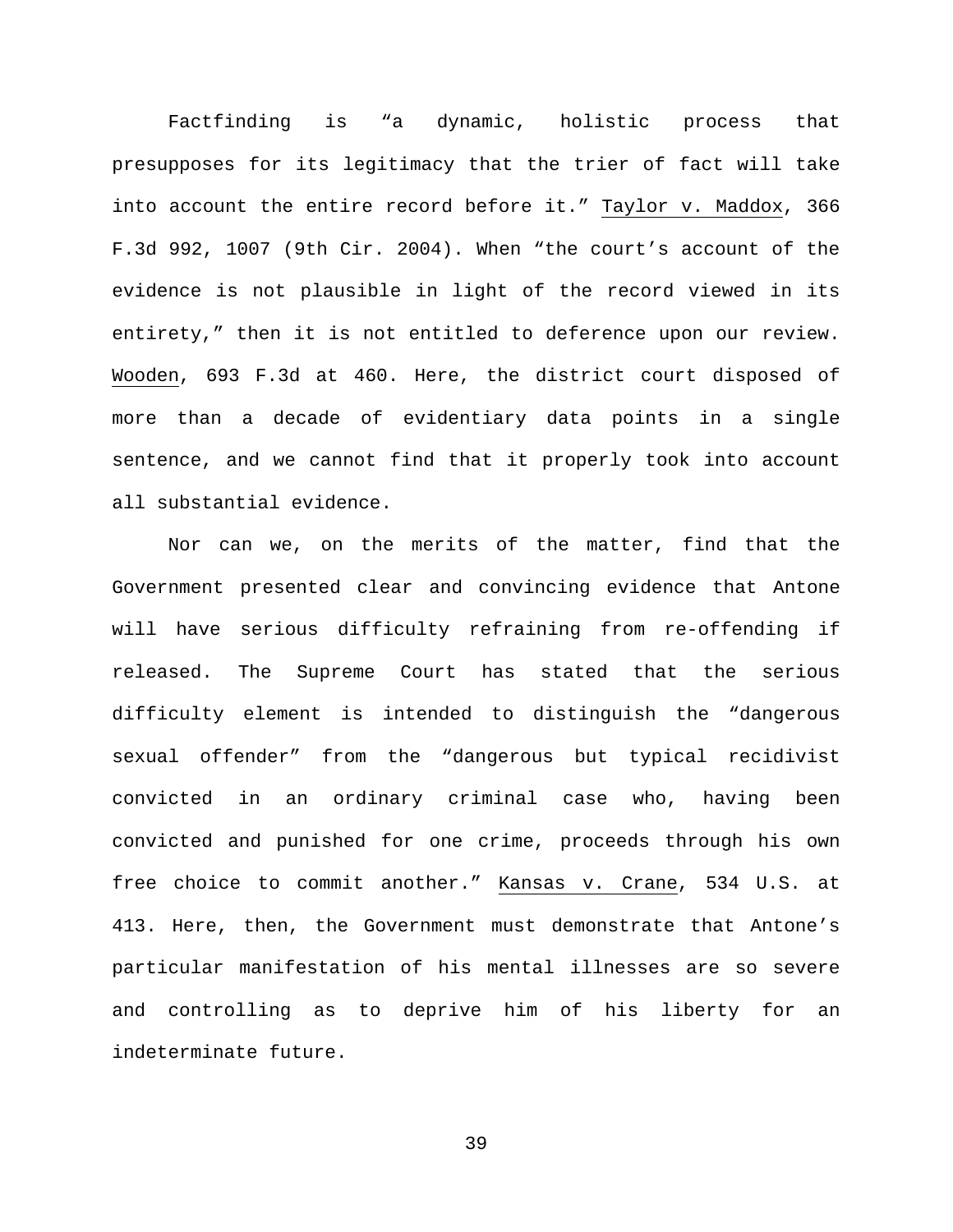Factfinding is “a dynamic, holistic process that presupposes for its legitimacy that the trier of fact will take into account the entire record before it.” Taylor v. Maddox, 366 F.3d 992, 1007 (9th Cir. 2004). When “the court’s account of the evidence is not plausible in light of the record viewed in its entirety,” then it is not entitled to deference upon our review. Wooden, 693 F.3d at 460. Here, the district court disposed of more than a decade of evidentiary data points in a single sentence, and we cannot find that it properly took into account all substantial evidence.

Nor can we, on the merits of the matter, find that the Government presented clear and convincing evidence that Antone will have serious difficulty refraining from re-offending if released. The Supreme Court has stated that the serious difficulty element is intended to distinguish the “dangerous sexual offender” from the “dangerous but typical recidivist convicted in an ordinary criminal case who, having been convicted and punished for one crime, proceeds through his own free choice to commit another.” Kansas v. Crane, 534 U.S. at 413. Here, then, the Government must demonstrate that Antone’s particular manifestation of his mental illnesses are so severe and controlling as to deprive him of his liberty for an indeterminate future.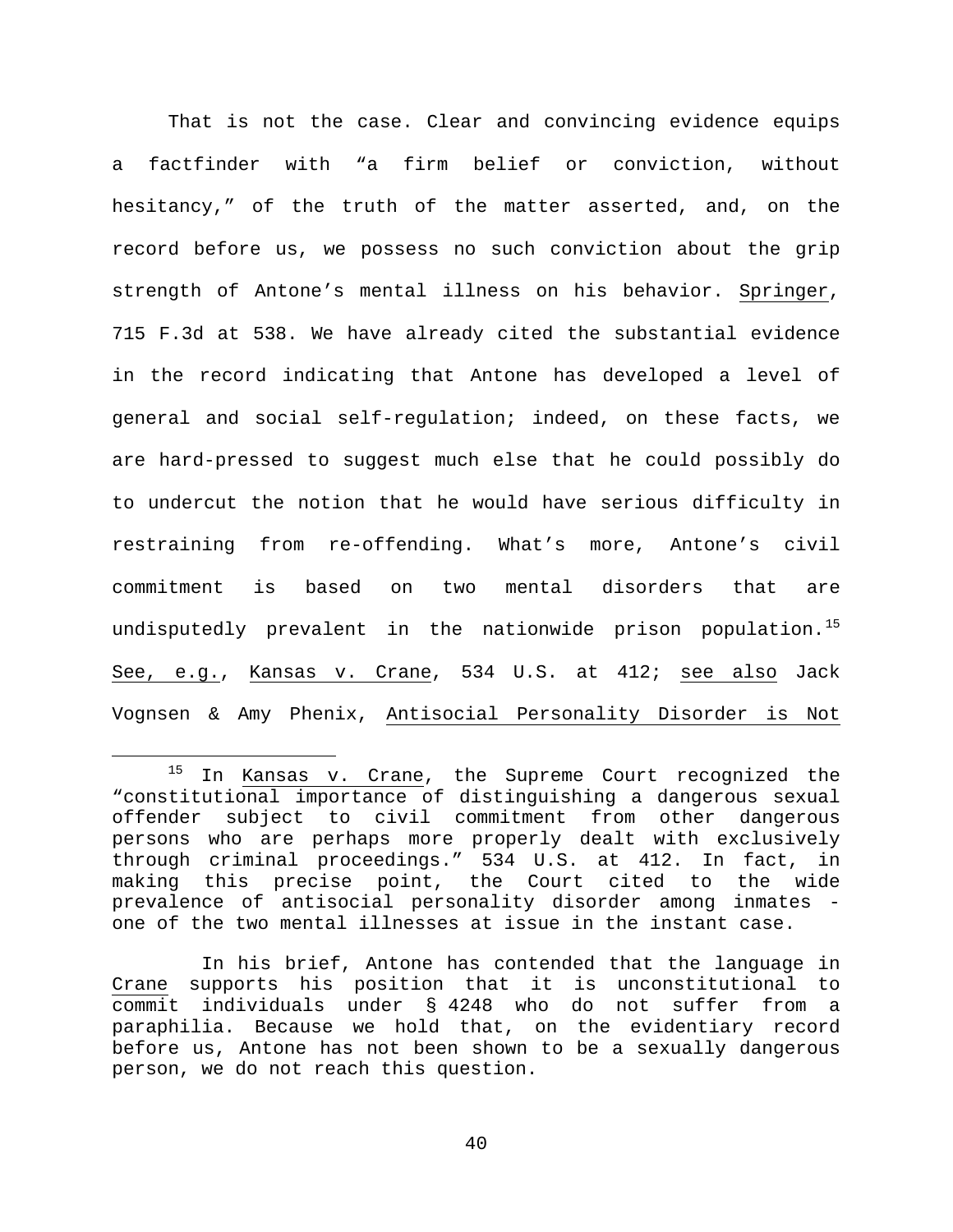That is not the case. Clear and convincing evidence equips a factfinder with "a firm belief or conviction, without hesitancy," of the truth of the matter asserted, and, on the record before us, we possess no such conviction about the grip strength of Antone's mental illness on his behavior. Springer, 715 F.3d at 538. We have already cited the substantial evidence in the record indicating that Antone has developed a level of general and social self-regulation; indeed, on these facts, we are hard-pressed to suggest much else that he could possibly do to undercut the notion that he would have serious difficulty in restraining from re-offending. What's more, Antone's civil commitment is based on two mental disorders that are undisputedly prevalent in the nationwide prison population.[15] See, e.g., Kansas v. Crane, 534 U.S. at 412; see also Jack Vognsen & Amy Phenix, Antisocial Personality Disorder is Not

---

[15] In Kansas v. Crane, the Supreme Court recognized the "constitutional importance of distinguishing a dangerous sexual offender subject to civil commitment from other dangerous persons who are perhaps more properly dealt with exclusively through criminal proceedings." 534 U.S. at 412. In fact, in making this precise point, the Court cited to the wide prevalence of antisocial personality disorder among inmates - one of the two mental illnesses at issue in the instant case.

In his brief, Antone has contended that the language in Crane supports his position that it is unconstitutional to commit individuals under § 4248 who do not suffer from a paraphilia. Because we hold that, on the evidentiary record before us, Antone has not been shown to be a sexually dangerous person, we do not reach this question.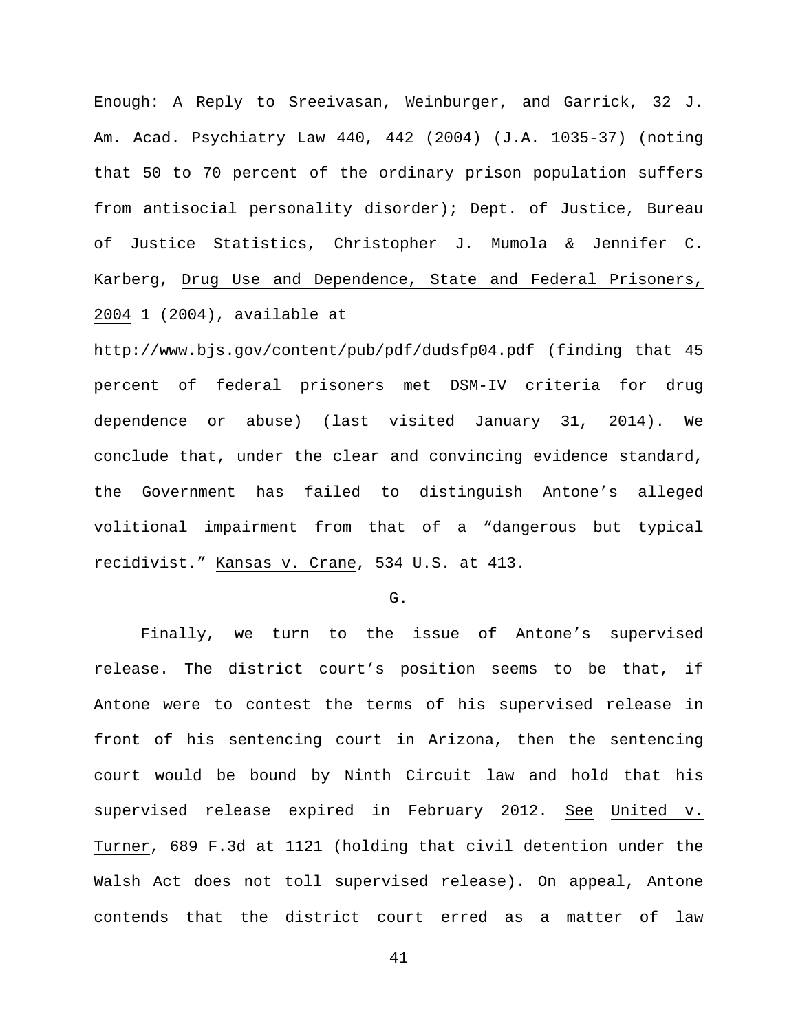Enough: A Reply to Sreeivasan, Weinburger, and Garrick, 32 J. Am. Acad. Psychiatry Law 440, 442 (2004) (J.A. 1035-37) (noting that 50 to 70 percent of the ordinary prison population suffers from antisocial personality disorder); Dept. of Justice, Bureau of Justice Statistics, Christopher J. Mumola & Jennifer C. Karberg, Drug Use and Dependence, State and Federal Prisoners, 2004 1 (2004), available at http://www.bjs.gov/content/pub/pdf/dudsfp04.pdf (finding that 45 percent of federal prisoners met DSM-IV criteria for drug dependence or abuse) (last visited January 31, 2014). We conclude that, under the clear and convincing evidence standard, the Government has failed to distinguish Antone's alleged volitional impairment from that of a "dangerous but typical recidivist." Kansas v. Crane, 534 U.S. at 413.

G.

Finally, we turn to the issue of Antone's supervised release. The district court's position seems to be that, if Antone were to contest the terms of his supervised release in front of his sentencing court in Arizona, then the sentencing court would be bound by Ninth Circuit law and hold that his supervised release expired in February 2012. See United v. Turner, 689 F.3d at 1121 (holding that civil detention under the Walsh Act does not toll supervised release). On appeal, Antone contends that the district court erred as a matter of law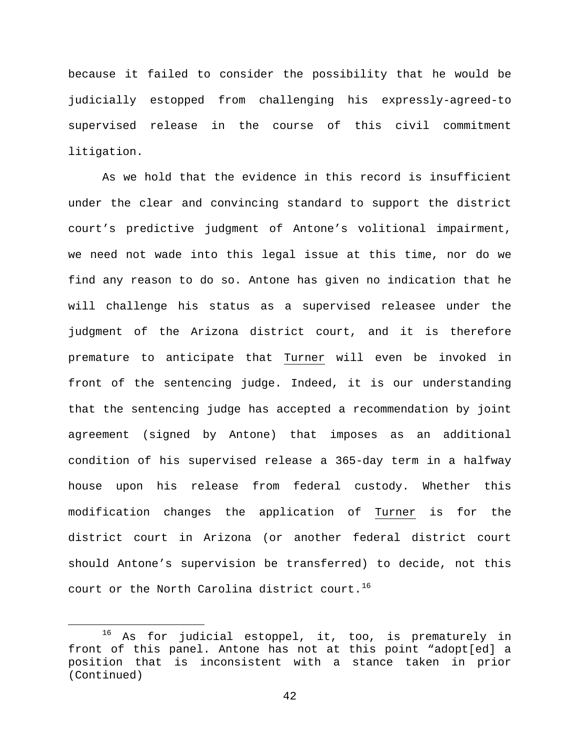because it failed to consider the possibility that he would be judicially estopped from challenging his expressly-agreed-to supervised release in the course of this civil commitment litigation.

As we hold that the evidence in this record is insufficient under the clear and convincing standard to support the district court's predictive judgment of Antone's volitional impairment, we need not wade into this legal issue at this time, nor do we find any reason to do so. Antone has given no indication that he will challenge his status as a supervised releasee under the judgment of the Arizona district court, and it is therefore premature to anticipate that Turner will even be invoked in front of the sentencing judge. Indeed, it is our understanding that the sentencing judge has accepted a recommendation by joint agreement (signed by Antone) that imposes as an additional condition of his supervised release a 365-day term in a halfway house upon his release from federal custody. Whether this modification changes the application of Turner is for the district court in Arizona (or another federal district court should Antone's supervision be transferred) to decide, not this court or the North Carolina district court.[16]

---

[16] As for judicial estoppel, it, too, is prematurely in front of this panel. Antone has not at this point "adopt[ed] a position that is inconsistent with a stance taken in prior (Continued)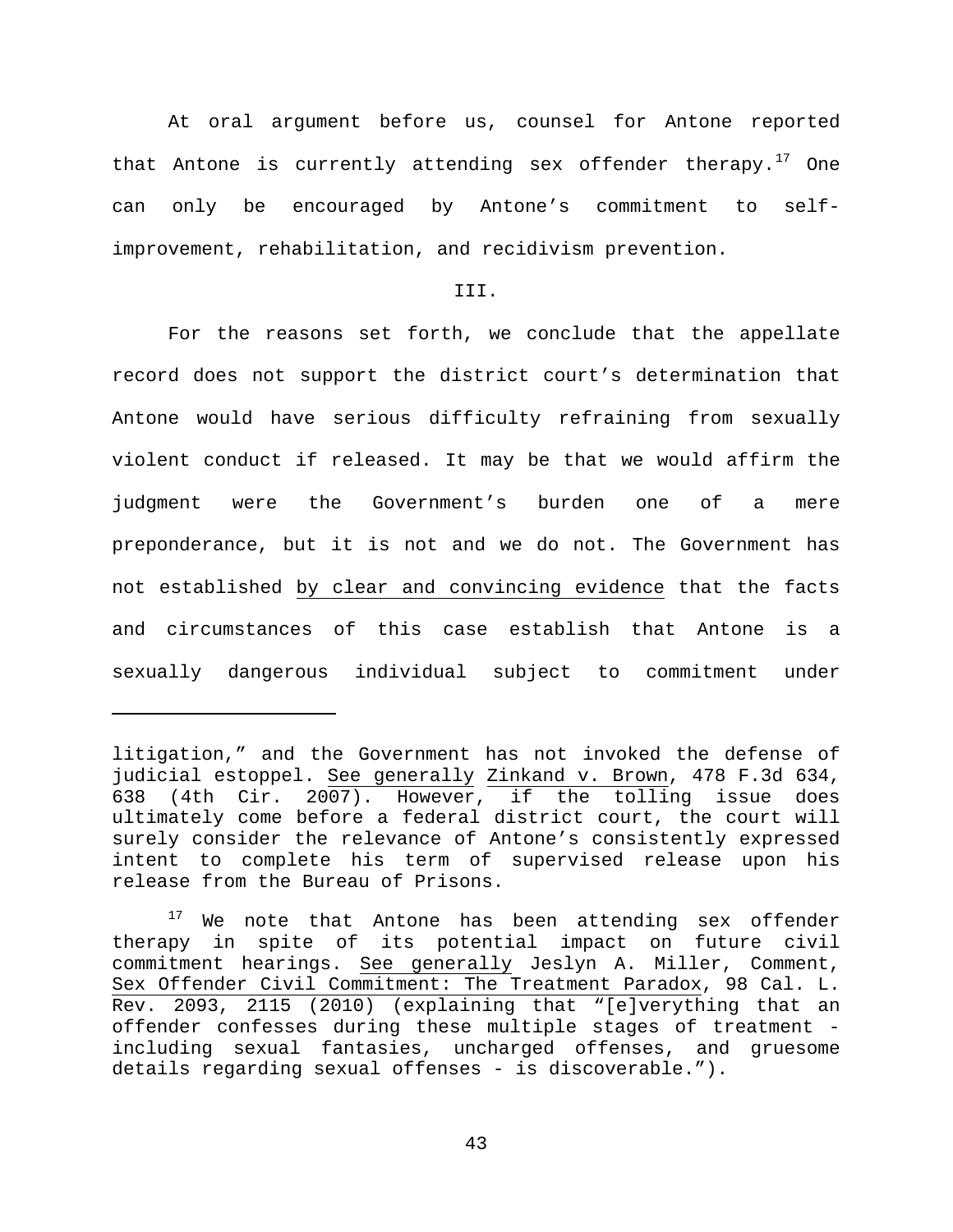At oral argument before us, counsel for Antone reported that Antone is currently attending sex offender therapy.[17] One can only be encouraged by Antone's commitment to self-improvement, rehabilitation, and recidivism prevention.

## III.

For the reasons set forth, we conclude that the appellate record does not support the district court's determination that Antone would have serious difficulty refraining from sexually violent conduct if released. It may be that we would affirm the judgment were the Government's burden one of a mere preponderance, but it is not and we do not. The Government has not established by clear and convincing evidence that the facts and circumstances of this case establish that Antone is a sexually dangerous individual subject to commitment under

---

litigation," and the Government has not invoked the defense of judicial estoppel. See generally Zinkand v. Brown, 478 F.3d 634, 638 (4th Cir. 2007). However, if the tolling issue does ultimately come before a federal district court, the court will surely consider the relevance of Antone's consistently expressed intent to complete his term of supervised release upon his release from the Bureau of Prisons.

[17] We note that Antone has been attending sex offender therapy in spite of its potential impact on future civil commitment hearings. See generally Jeslyn A. Miller, Comment, Sex Offender Civil Commitment: The Treatment Paradox, 98 Cal. L. Rev. 2093, 2115 (2010) (explaining that "[e]verything that an offender confesses during these multiple stages of treatment - including sexual fantasies, uncharged offenses, and gruesome details regarding sexual offenses - is discoverable.").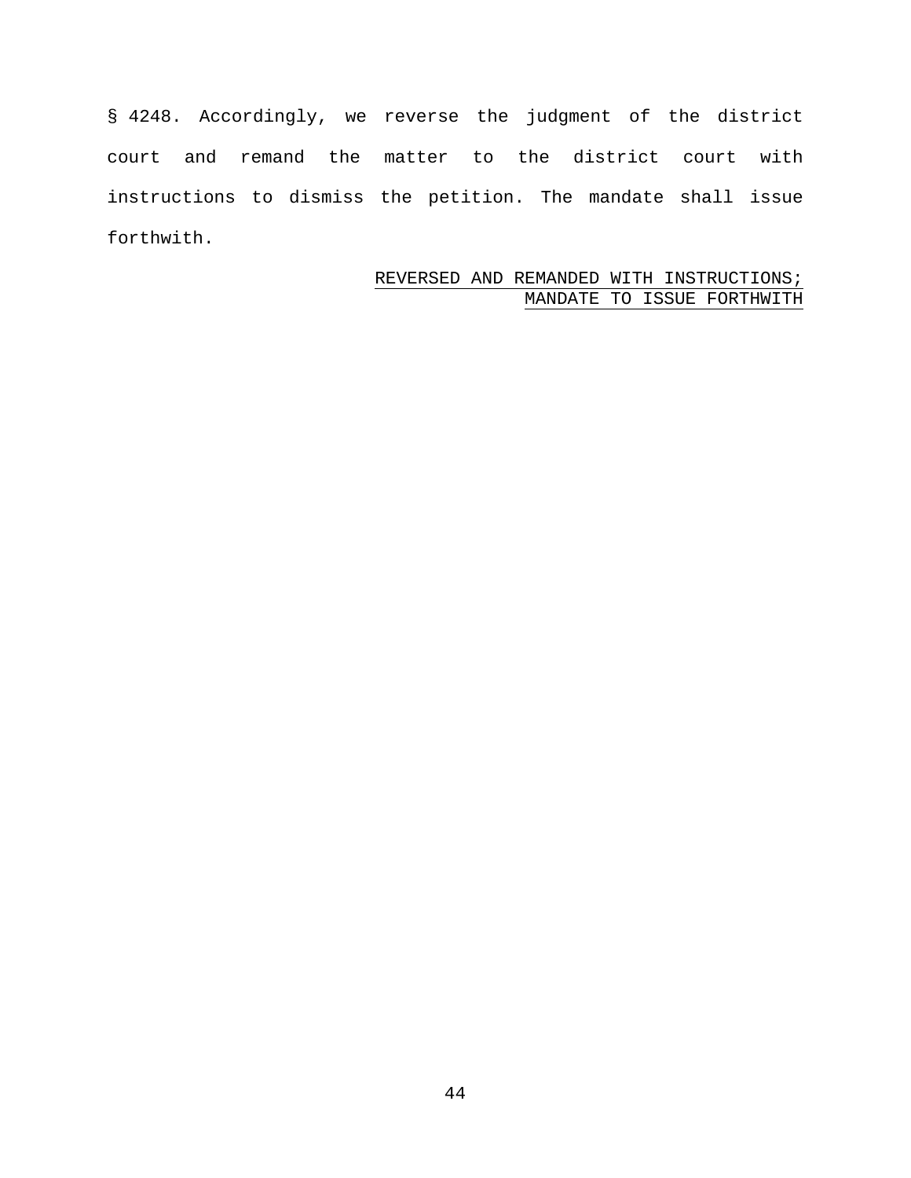§ 4248. Accordingly, we reverse the judgment of the district court and remand the matter to the district court with instructions to dismiss the petition. The mandate shall issue forthwith.

REVERSED AND REMANDED WITH INSTRUCTIONS;
MANDATE TO ISSUE FORTHWITH